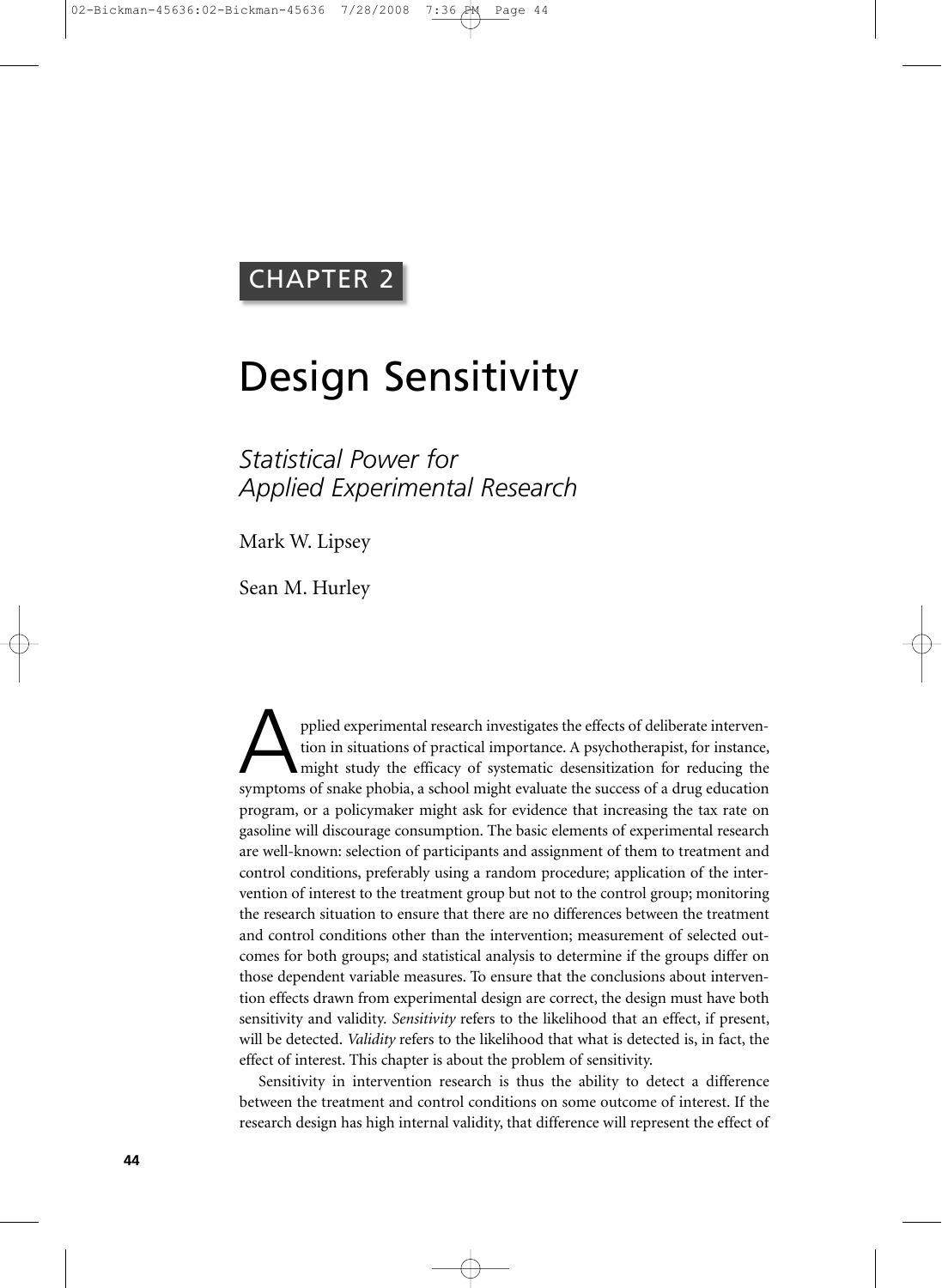CHAPTER 2

# Design Sensitivity

## *Statistical Power for Applied Experimental Research*

Mark W. Lipsey

Sean M. Hurley

Applied experimental research investigates the effects of deliberate intervention in situations of practical importance. A psychotherapist, for instance, might study the efficacy of systematic desensitization for reducing the symptoms of snake phobia, a school might evaluate the success of a drug education program, or a policymaker might ask for evidence that increasing the tax rate on gasoline will discourage consumption. The basic elements of experimental research are well-known: selection of participants and assignment of them to treatment and control conditions, preferably using a random procedure; application of the intervention of interest to the treatment group but not to the control group; monitoring the research situation to ensure that there are no differences between the treatment and control conditions other than the intervention; measurement of selected outcomes for both groups; and statistical analysis to determine if the groups differ on those dependent variable measures. To ensure that the conclusions about intervention effects drawn from experimental design are correct, the design must have both sensitivity and validity. *Sensitivity* refers to the likelihood that an effect, if present, will be detected. *Validity* refers to the likelihood that what is detected is, in fact, the effect of interest. This chapter is about the problem of sensitivity.

Sensitivity in intervention research is thus the ability to detect a difference between the treatment and control conditions on some outcome of interest. If the research design has high internal validity, that difference will represent the effect of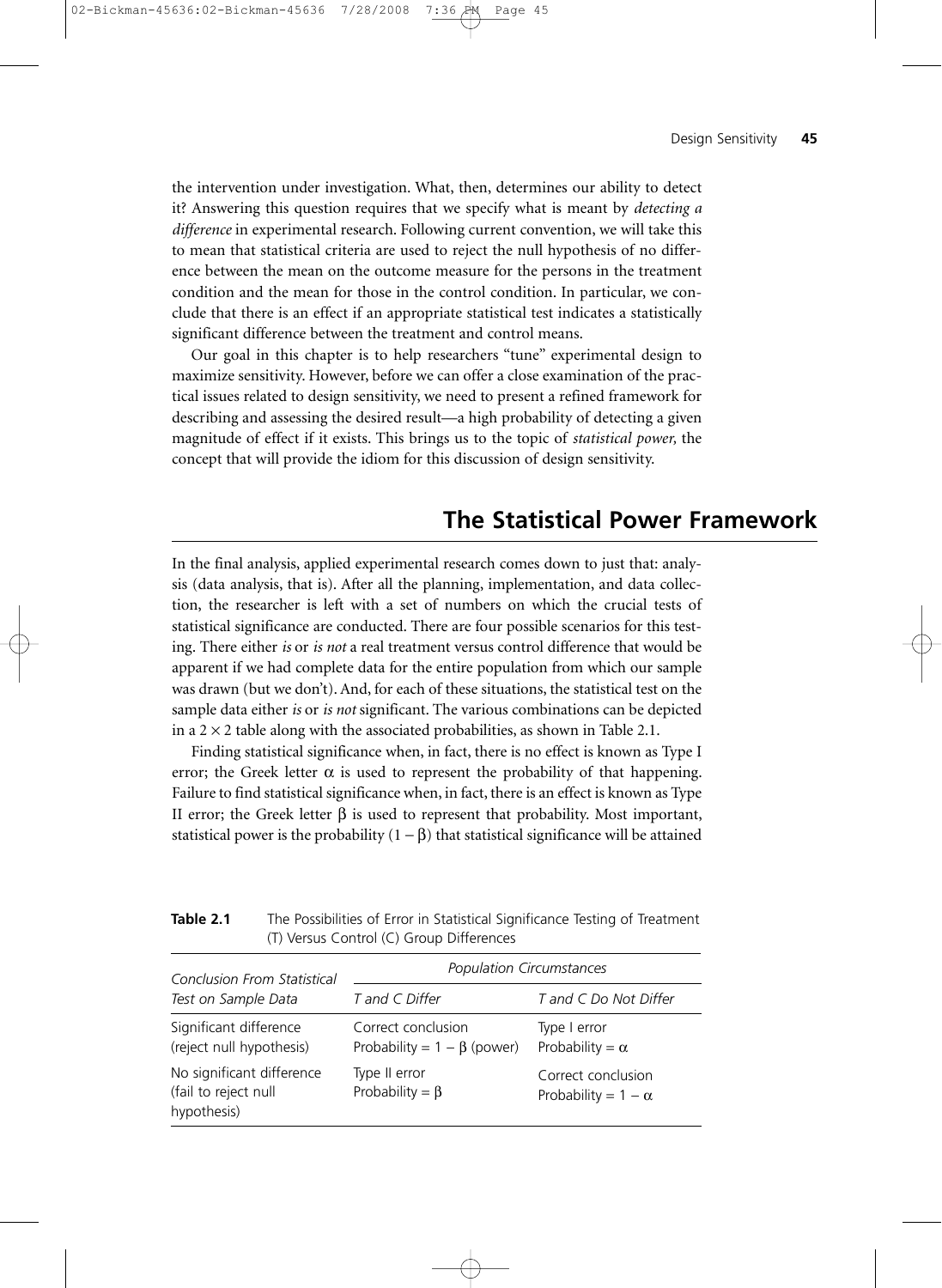the intervention under investigation. What, then, determines our ability to detect it? Answering this question requires that we specify what is meant by *detecting a difference* in experimental research. Following current convention, we will take this to mean that statistical criteria are used to reject the null hypothesis of no difference between the mean on the outcome measure for the persons in the treatment condition and the mean for those in the control condition. In particular, we conclude that there is an effect if an appropriate statistical test indicates a statistically significant difference between the treatment and control means.

Our goal in this chapter is to help researchers "tune" experimental design to maximize sensitivity. However, before we can offer a close examination of the practical issues related to design sensitivity, we need to present a refined framework for describing and assessing the desired result—a high probability of detecting a given magnitude of effect if it exists. This brings us to the topic of *statistical power,* the concept that will provide the idiom for this discussion of design sensitivity.

## The Statistical Power Framework

In the final analysis, applied experimental research comes down to just that: analysis (data analysis, that is). After all the planning, implementation, and data collection, the researcher is left with a set of numbers on which the crucial tests of statistical significance are conducted. There are four possible scenarios for this testing. There either *is* or *is not* a real treatment versus control difference that would be apparent if we had complete data for the entire population from which our sample was drawn (but we don't). And, for each of these situations, the statistical test on the sample data either *is* or *is not* significant. The various combinations can be depicted in a $2 \times 2$ table along with the associated probabilities, as shown in Table 2.1.

Finding statistical significance when, in fact, there is no effect is known as Type I error; the Greek letter $\alpha$ is used to represent the probability of that happening. Failure to find statistical significance when, in fact, there is an effect is known as Type II error; the Greek letter $\beta$ is used to represent that probability. Most important, statistical power is the probability $(1 - \beta)$ that statistical significance will be attained

**Table 2.1** The Possibilities of Error in Statistical Significance Testing of Treatment (T) Versus Control (C) Group Differences

| *Conclusion From Statistical Test on Sample Data* | *Population Circumstances* | |
|---|---|---|
| | *T and C Differ* | *T and C Do Not Differ* |
| Significant difference (reject null hypothesis) | Correct conclusion Probability = $1 - \beta$ (power) | Type I error Probability = $\alpha$ |
| No significant difference (fail to reject null hypothesis) | Type II error Probability = $\beta$ | Correct conclusion Probability = $1 - \alpha$ |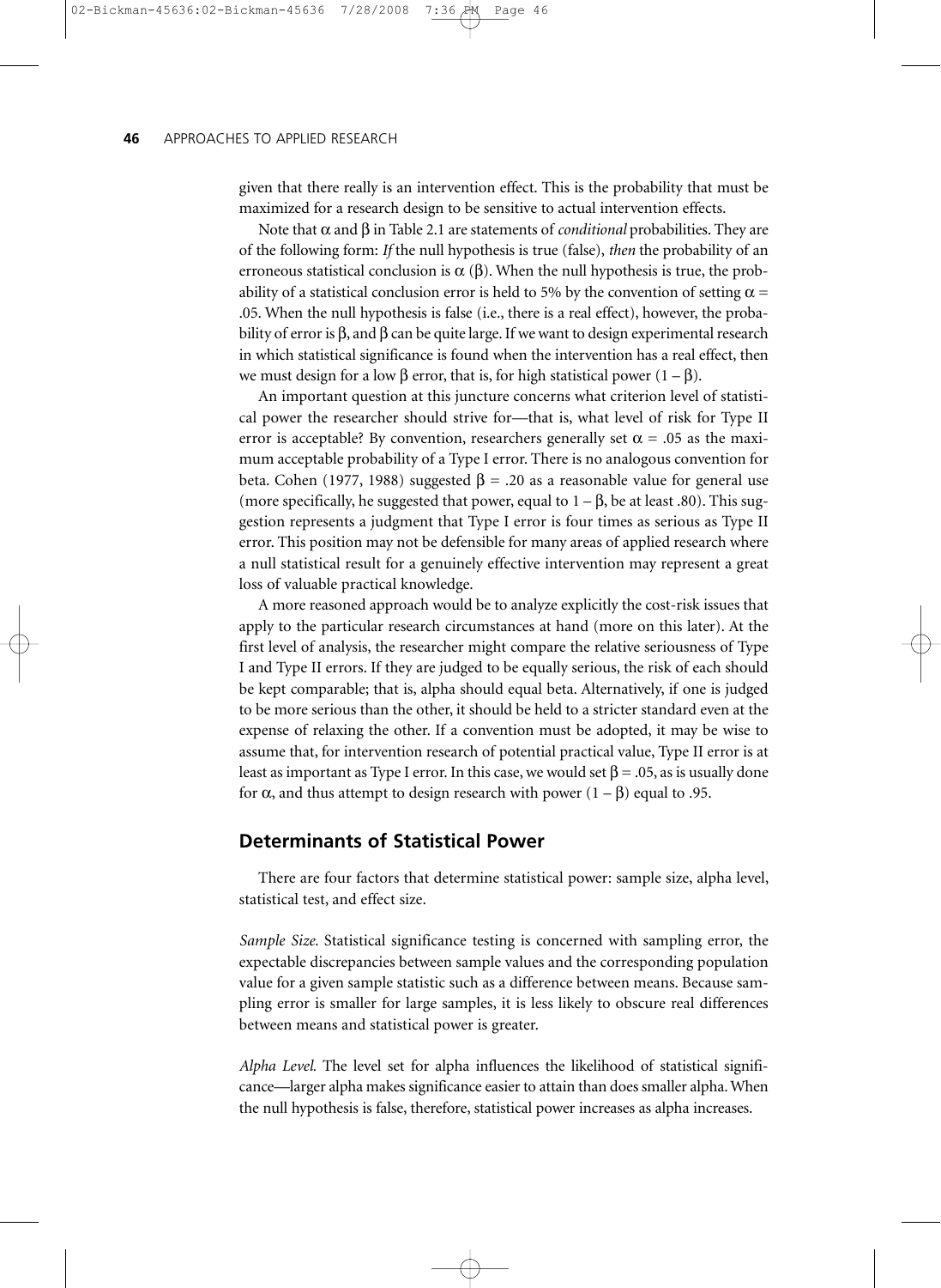given that there really is an intervention effect. This is the probability that must be maximized for a research design to be sensitive to actual intervention effects.

Note that $\alpha$ and $\beta$ in Table 2.1 are statements of *conditional* probabilities. They are of the following form: *If* the null hypothesis is true (false), *then* the probability of an erroneous statistical conclusion is $\alpha$ ($\beta$). When the null hypothesis is true, the probability of a statistical conclusion error is held to 5% by the convention of setting $\alpha = .05$. When the null hypothesis is false (i.e., there is a real effect), however, the probability of error is $\beta$, and $\beta$ can be quite large. If we want to design experimental research in which statistical significance is found when the intervention has a real effect, then we must design for a low $\beta$ error, that is, for high statistical power $(1 - \beta)$.

An important question at this juncture concerns what criterion level of statistical power the researcher should strive for—that is, what level of risk for Type II error is acceptable? By convention, researchers generally set $\alpha = .05$ as the maximum acceptable probability of a Type I error. There is no analogous convention for beta. Cohen (1977, 1988) suggested $\beta = .20$ as a reasonable value for general use (more specifically, he suggested that power, equal to $1 - \beta$, be at least .80). This suggestion represents a judgment that Type I error is four times as serious as Type II error. This position may not be defensible for many areas of applied research where a null statistical result for a genuinely effective intervention may represent a great loss of valuable practical knowledge.

A more reasoned approach would be to analyze explicitly the cost-risk issues that apply to the particular research circumstances at hand (more on this later). At the first level of analysis, the researcher might compare the relative seriousness of Type I and Type II errors. If they are judged to be equally serious, the risk of each should be kept comparable; that is, alpha should equal beta. Alternatively, if one is judged to be more serious than the other, it should be held to a stricter standard even at the expense of relaxing the other. If a convention must be adopted, it may be wise to assume that, for intervention research of potential practical value, Type II error is at least as important as Type I error. In this case, we would set $\beta = .05$, as is usually done for $\alpha$, and thus attempt to design research with power $(1 - \beta)$ equal to .95.

## Determinants of Statistical Power

There are four factors that determine statistical power: sample size, alpha level, statistical test, and effect size.

*Sample Size.* Statistical significance testing is concerned with sampling error, the expectable discrepancies between sample values and the corresponding population value for a given sample statistic such as a difference between means. Because sampling error is smaller for large samples, it is less likely to obscure real differences between means and statistical power is greater.

*Alpha Level.* The level set for alpha influences the likelihood of statistical significance—larger alpha makes significance easier to attain than does smaller alpha. When the null hypothesis is false, therefore, statistical power increases as alpha increases.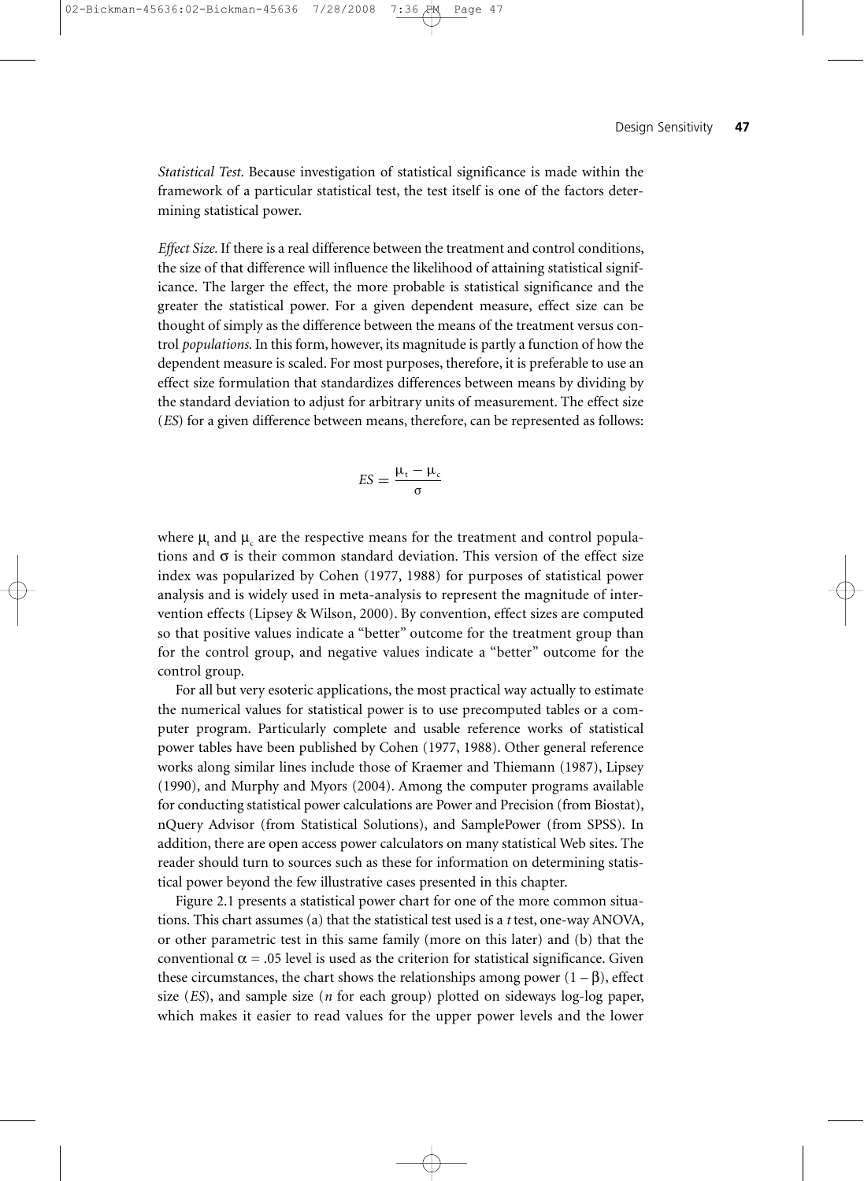*Statistical Test.* Because investigation of statistical significance is made within the framework of a particular statistical test, the test itself is one of the factors determining statistical power.

*Effect Size.* If there is a real difference between the treatment and control conditions, the size of that difference will influence the likelihood of attaining statistical significance. The larger the effect, the more probable is statistical significance and the greater the statistical power. For a given dependent measure, effect size can be thought of simply as the difference between the means of the treatment versus control *populations.* In this form, however, its magnitude is partly a function of how the dependent measure is scaled. For most purposes, therefore, it is preferable to use an effect size formulation that standardizes differences between means by dividing by the standard deviation to adjust for arbitrary units of measurement. The effect size (*ES*) for a given difference between means, therefore, can be represented as follows:

$$ES = \frac{\mu_t - \mu_c}{\sigma}$$

where $\mu_t$ and $\mu_c$ are the respective means for the treatment and control populations and $\sigma$ is their common standard deviation. This version of the effect size index was popularized by Cohen (1977, 1988) for purposes of statistical power analysis and is widely used in meta-analysis to represent the magnitude of intervention effects (Lipsey & Wilson, 2000). By convention, effect sizes are computed so that positive values indicate a "better" outcome for the treatment group than for the control group, and negative values indicate a "better" outcome for the control group.

For all but very esoteric applications, the most practical way actually to estimate the numerical values for statistical power is to use precomputed tables or a computer program. Particularly complete and usable reference works of statistical power tables have been published by Cohen (1977, 1988). Other general reference works along similar lines include those of Kraemer and Thiemann (1987), Lipsey (1990), and Murphy and Myors (2004). Among the computer programs available for conducting statistical power calculations are Power and Precision (from Biostat), nQuery Advisor (from Statistical Solutions), and SamplePower (from SPSS). In addition, there are open access power calculators on many statistical Web sites. The reader should turn to sources such as these for information on determining statistical power beyond the few illustrative cases presented in this chapter.

Figure 2.1 presents a statistical power chart for one of the more common situations. This chart assumes (a) that the statistical test used is a *t* test, one-way ANOVA, or other parametric test in this same family (more on this later) and (b) that the conventional $\alpha = .05$ level is used as the criterion for statistical significance. Given these circumstances, the chart shows the relationships among power $(1 - \beta)$, effect size (*ES*), and sample size (*n* for each group) plotted on sideways log-log paper, which makes it easier to read values for the upper power levels and the lower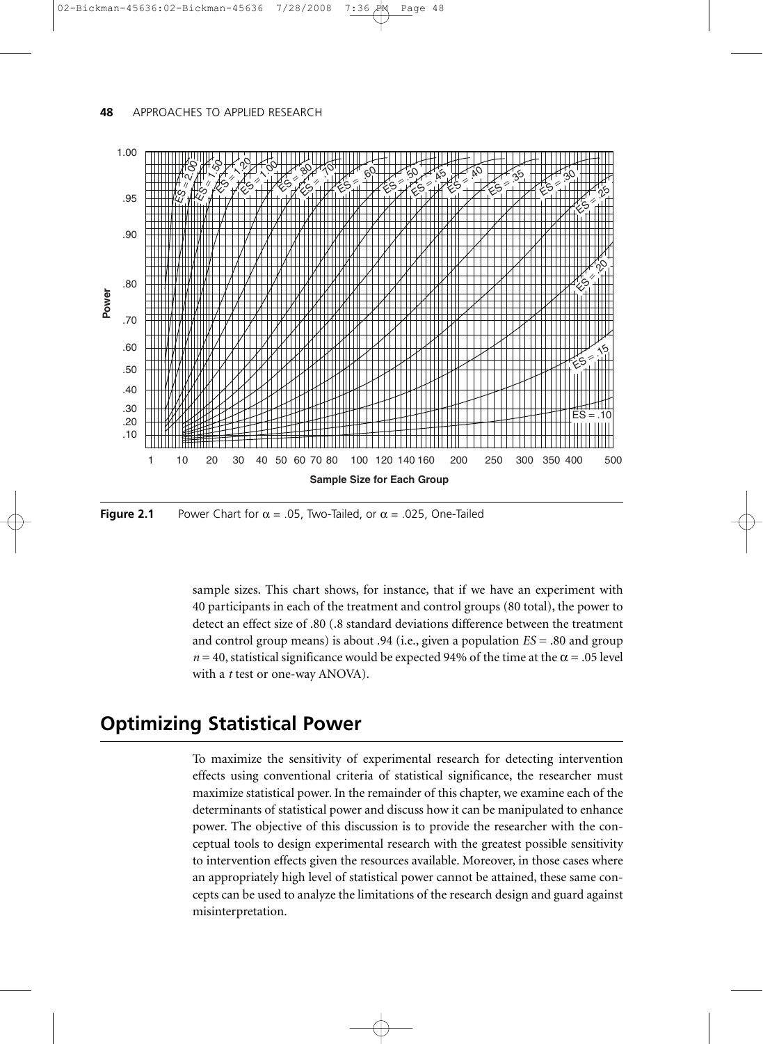**Figure 2.1** Power Chart for $\alpha = .05$, Two-Tailed, or $\alpha = .025$, One-Tailed

sample sizes. This chart shows, for instance, that if we have an experiment with 40 participants in each of the treatment and control groups (80 total), the power to detect an effect size of .80 (.8 standard deviations difference between the treatment and control group means) is about .94 (i.e., given a population $ES = .80$ and group $n = 40$, statistical significance would be expected 94% of the time at the $\alpha = .05$ level with a *t* test or one-way ANOVA).

## Optimizing Statistical Power

To maximize the sensitivity of experimental research for detecting intervention effects using conventional criteria of statistical significance, the researcher must maximize statistical power. In the remainder of this chapter, we examine each of the determinants of statistical power and discuss how it can be manipulated to enhance power. The objective of this discussion is to provide the researcher with the conceptual tools to design experimental research with the greatest possible sensitivity to intervention effects given the resources available. Moreover, in those cases where an appropriately high level of statistical power cannot be attained, these same concepts can be used to analyze the limitations of the research design and guard against misinterpretation.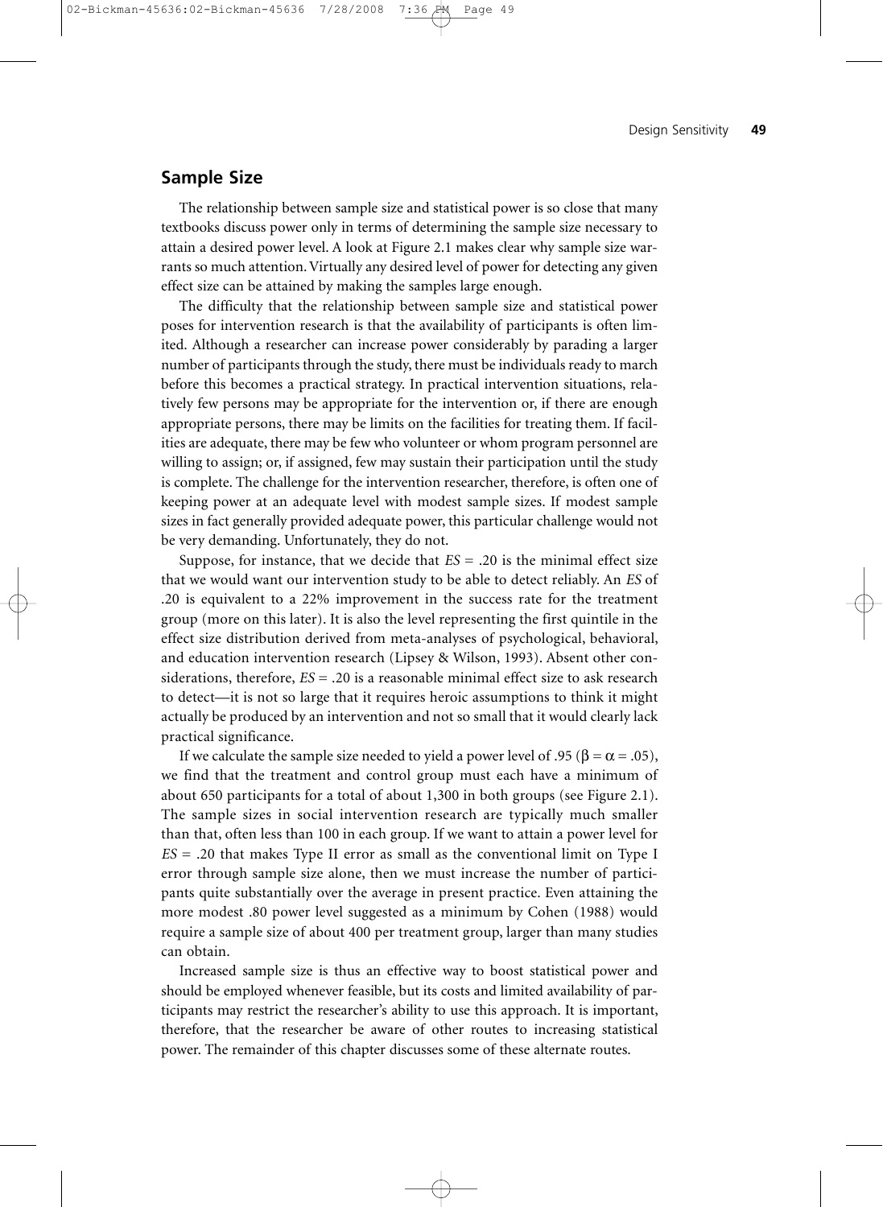## Sample Size

The relationship between sample size and statistical power is so close that many textbooks discuss power only in terms of determining the sample size necessary to attain a desired power level. A look at Figure 2.1 makes clear why sample size warrants so much attention. Virtually any desired level of power for detecting any given effect size can be attained by making the samples large enough.

The difficulty that the relationship between sample size and statistical power poses for intervention research is that the availability of participants is often limited. Although a researcher can increase power considerably by parading a larger number of participants through the study, there must be individuals ready to march before this becomes a practical strategy. In practical intervention situations, relatively few persons may be appropriate for the intervention or, if there are enough appropriate persons, there may be limits on the facilities for treating them. If facilities are adequate, there may be few who volunteer or whom program personnel are willing to assign; or, if assigned, few may sustain their participation until the study is complete. The challenge for the intervention researcher, therefore, is often one of keeping power at an adequate level with modest sample sizes. If modest sample sizes in fact generally provided adequate power, this particular challenge would not be very demanding. Unfortunately, they do not.

Suppose, for instance, that we decide that $ES = .20$ is the minimal effect size that we would want our intervention study to be able to detect reliably. An *ES* of .20 is equivalent to a 22% improvement in the success rate for the treatment group (more on this later). It is also the level representing the first quintile in the effect size distribution derived from meta-analyses of psychological, behavioral, and education intervention research (Lipsey & Wilson, 1993). Absent other considerations, therefore, $ES = .20$ is a reasonable minimal effect size to ask research to detect—it is not so large that it requires heroic assumptions to think it might actually be produced by an intervention and not so small that it would clearly lack practical significance.

If we calculate the sample size needed to yield a power level of .95 ($\beta = \alpha = .05$), we find that the treatment and control group must each have a minimum of about 650 participants for a total of about 1,300 in both groups (see Figure 2.1). The sample sizes in social intervention research are typically much smaller than that, often less than 100 in each group. If we want to attain a power level for $ES = .20$ that makes Type II error as small as the conventional limit on Type I error through sample size alone, then we must increase the number of participants quite substantially over the average in present practice. Even attaining the more modest .80 power level suggested as a minimum by Cohen (1988) would require a sample size of about 400 per treatment group, larger than many studies can obtain.

Increased sample size is thus an effective way to boost statistical power and should be employed whenever feasible, but its costs and limited availability of participants may restrict the researcher's ability to use this approach. It is important, therefore, that the researcher be aware of other routes to increasing statistical power. The remainder of this chapter discusses some of these alternate routes.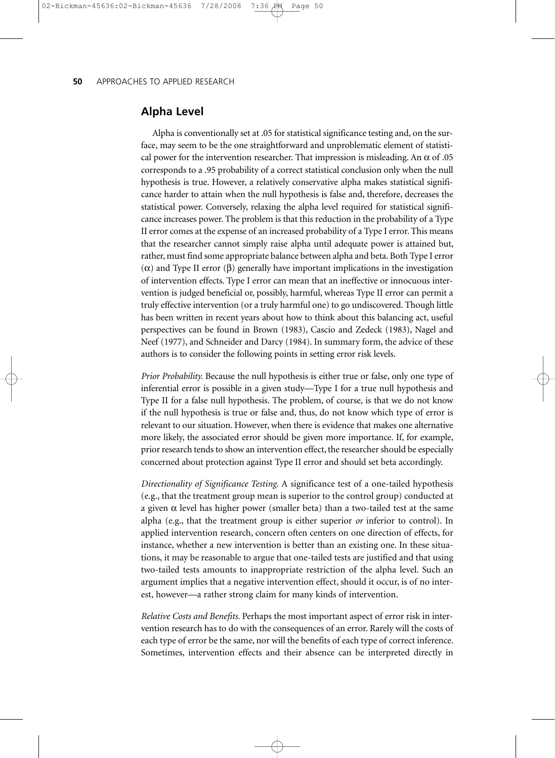## Alpha Level

Alpha is conventionally set at .05 for statistical significance testing and, on the surface, may seem to be the one straightforward and unproblematic element of statistical power for the intervention researcher. That impression is misleading. An $\alpha$ of .05 corresponds to a .95 probability of a correct statistical conclusion only when the null hypothesis is true. However, a relatively conservative alpha makes statistical significance harder to attain when the null hypothesis is false and, therefore, decreases the statistical power. Conversely, relaxing the alpha level required for statistical significance increases power. The problem is that this reduction in the probability of a Type II error comes at the expense of an increased probability of a Type I error. This means that the researcher cannot simply raise alpha until adequate power is attained but, rather, must find some appropriate balance between alpha and beta. Both Type I error ($\alpha$) and Type II error ($\beta$) generally have important implications in the investigation of intervention effects. Type I error can mean that an ineffective or innocuous intervention is judged beneficial or, possibly, harmful, whereas Type II error can permit a truly effective intervention (or a truly harmful one) to go undiscovered. Though little has been written in recent years about how to think about this balancing act, useful perspectives can be found in Brown (1983), Cascio and Zedeck (1983), Nagel and Neef (1977), and Schneider and Darcy (1984). In summary form, the advice of these authors is to consider the following points in setting error risk levels.

*Prior Probability.* Because the null hypothesis is either true or false, only one type of inferential error is possible in a given study—Type I for a true null hypothesis and Type II for a false null hypothesis. The problem, of course, is that we do not know if the null hypothesis is true or false and, thus, do not know which type of error is relevant to our situation. However, when there is evidence that makes one alternative more likely, the associated error should be given more importance. If, for example, prior research tends to show an intervention effect, the researcher should be especially concerned about protection against Type II error and should set beta accordingly.

*Directionality of Significance Testing.* A significance test of a one-tailed hypothesis (e.g., that the treatment group mean is superior to the control group) conducted at a given $\alpha$ level has higher power (smaller beta) than a two-tailed test at the same alpha (e.g., that the treatment group is either superior *or* inferior to control). In applied intervention research, concern often centers on one direction of effects, for instance, whether a new intervention is better than an existing one. In these situations, it may be reasonable to argue that one-tailed tests are justified and that using two-tailed tests amounts to inappropriate restriction of the alpha level. Such an argument implies that a negative intervention effect, should it occur, is of no interest, however—a rather strong claim for many kinds of intervention.

*Relative Costs and Benefits.* Perhaps the most important aspect of error risk in intervention research has to do with the consequences of an error. Rarely will the costs of each type of error be the same, nor will the benefits of each type of correct inference. Sometimes, intervention effects and their absence can be interpreted directly in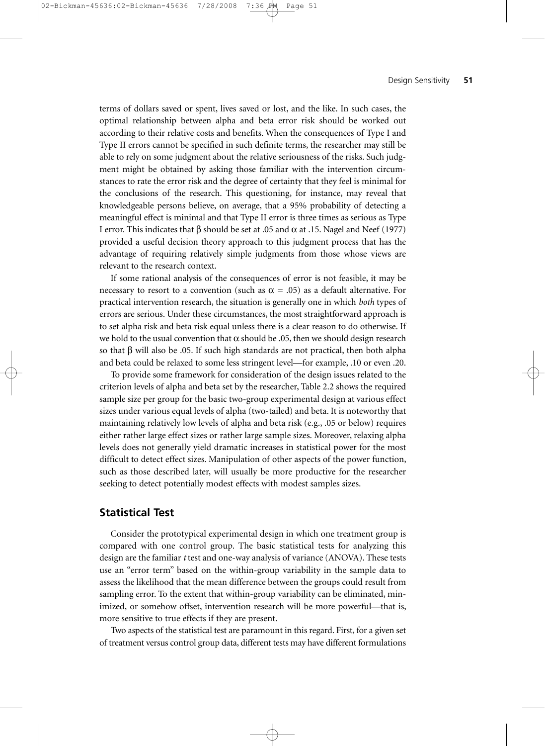terms of dollars saved or spent, lives saved or lost, and the like. In such cases, the optimal relationship between alpha and beta error risk should be worked out according to their relative costs and benefits. When the consequences of Type I and Type II errors cannot be specified in such definite terms, the researcher may still be able to rely on some judgment about the relative seriousness of the risks. Such judgment might be obtained by asking those familiar with the intervention circumstances to rate the error risk and the degree of certainty that they feel is minimal for the conclusions of the research. This questioning, for instance, may reveal that knowledgeable persons believe, on average, that a 95% probability of detecting a meaningful effect is minimal and that Type II error is three times as serious as Type I error. This indicates that $\beta$ should be set at .05 and $\alpha$ at .15. Nagel and Neef (1977) provided a useful decision theory approach to this judgment process that has the advantage of requiring relatively simple judgments from those whose views are relevant to the research context.

If some rational analysis of the consequences of error is not feasible, it may be necessary to resort to a convention (such as $\alpha = .05$) as a default alternative. For practical intervention research, the situation is generally one in which *both* types of errors are serious. Under these circumstances, the most straightforward approach is to set alpha risk and beta risk equal unless there is a clear reason to do otherwise. If we hold to the usual convention that $\alpha$ should be .05, then we should design research so that $\beta$ will also be .05. If such high standards are not practical, then both alpha and beta could be relaxed to some less stringent level—for example, .10 or even .20.

To provide some framework for consideration of the design issues related to the criterion levels of alpha and beta set by the researcher, Table 2.2 shows the required sample size per group for the basic two-group experimental design at various effect sizes under various equal levels of alpha (two-tailed) and beta. It is noteworthy that maintaining relatively low levels of alpha and beta risk (e.g., .05 or below) requires either rather large effect sizes or rather large sample sizes. Moreover, relaxing alpha levels does not generally yield dramatic increases in statistical power for the most difficult to detect effect sizes. Manipulation of other aspects of the power function, such as those described later, will usually be more productive for the researcher seeking to detect potentially modest effects with modest samples sizes.

## Statistical Test

Consider the prototypical experimental design in which one treatment group is compared with one control group. The basic statistical tests for analyzing this design are the familiar *t* test and one-way analysis of variance (ANOVA). These tests use an "error term" based on the within-group variability in the sample data to assess the likelihood that the mean difference between the groups could result from sampling error. To the extent that within-group variability can be eliminated, minimized, or somehow offset, intervention research will be more powerful—that is, more sensitive to true effects if they are present.

Two aspects of the statistical test are paramount in this regard. First, for a given set of treatment versus control group data, different tests may have different formulations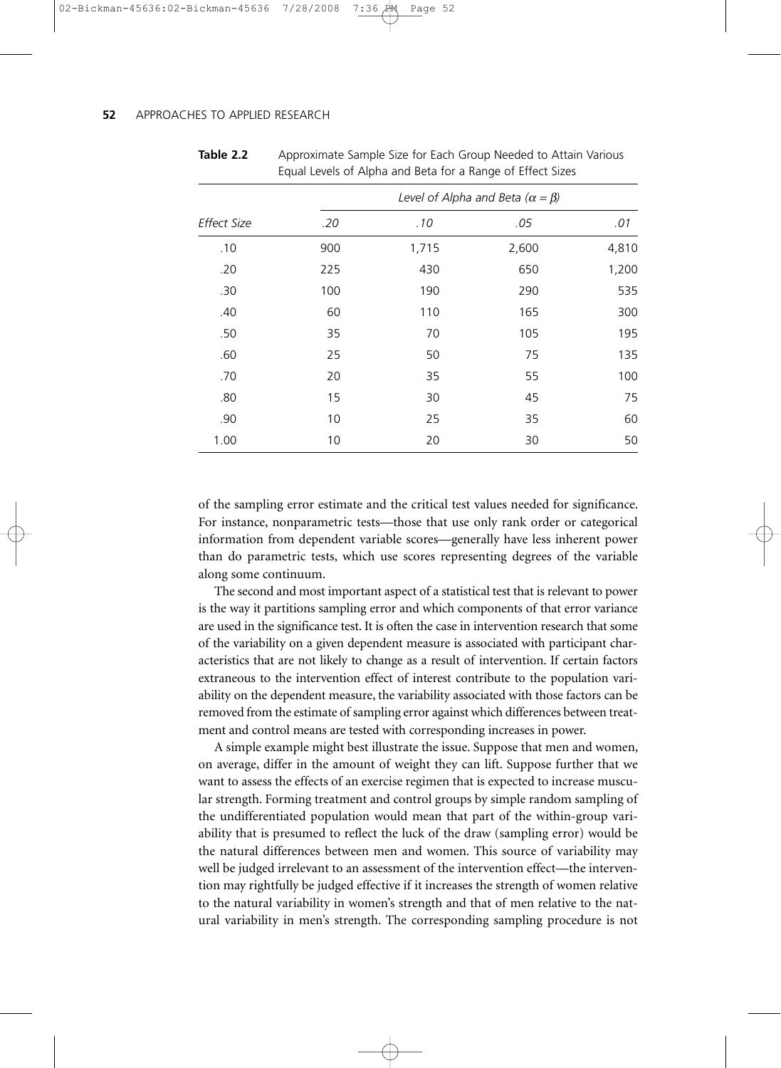**Table 2.2** Approximate Sample Size for Each Group Needed to Attain Various Equal Levels of Alpha and Beta for a Range of Effect Sizes

| | *Level of Alpha and Beta ($\alpha = \beta$)* | | | |
|---|---|---|---|---|
| *Effect Size* | *.20* | *.10* | *.05* | *.01* |
| .10 | 900 | 1,715 | 2,600 | 4,810 |
| .20 | 225 | 430 | 650 | 1,200 |
| .30 | 100 | 190 | 290 | 535 |
| .40 | 60 | 110 | 165 | 300 |
| .50 | 35 | 70 | 105 | 195 |
| .60 | 25 | 50 | 75 | 135 |
| .70 | 20 | 35 | 55 | 100 |
| .80 | 15 | 30 | 45 | 75 |
| .90 | 10 | 25 | 35 | 60 |
| 1.00 | 10 | 20 | 30 | 50 |

of the sampling error estimate and the critical test values needed for significance. For instance, nonparametric tests—those that use only rank order or categorical information from dependent variable scores—generally have less inherent power than do parametric tests, which use scores representing degrees of the variable along some continuum.

The second and most important aspect of a statistical test that is relevant to power is the way it partitions sampling error and which components of that error variance are used in the significance test. It is often the case in intervention research that some of the variability on a given dependent measure is associated with participant characteristics that are not likely to change as a result of intervention. If certain factors extraneous to the intervention effect of interest contribute to the population variability on the dependent measure, the variability associated with those factors can be removed from the estimate of sampling error against which differences between treatment and control means are tested with corresponding increases in power.

A simple example might best illustrate the issue. Suppose that men and women, on average, differ in the amount of weight they can lift. Suppose further that we want to assess the effects of an exercise regimen that is expected to increase muscular strength. Forming treatment and control groups by simple random sampling of the undifferentiated population would mean that part of the within-group variability that is presumed to reflect the luck of the draw (sampling error) would be the natural differences between men and women. This source of variability may well be judged irrelevant to an assessment of the intervention effect—the intervention may rightfully be judged effective if it increases the strength of women relative to the natural variability in women's strength and that of men relative to the natural variability in men's strength. The corresponding sampling procedure is not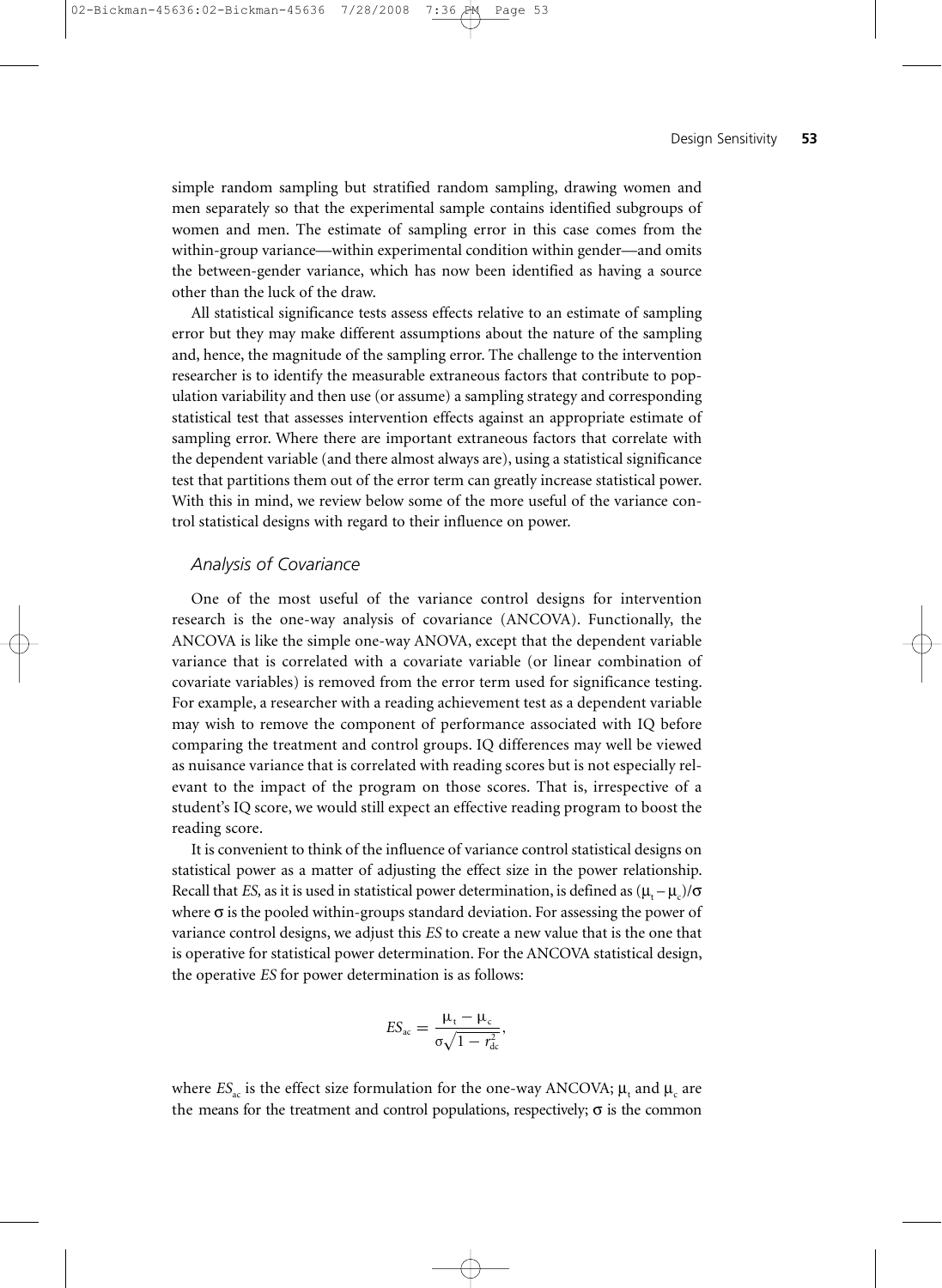simple random sampling but stratified random sampling, drawing women and men separately so that the experimental sample contains identified subgroups of women and men. The estimate of sampling error in this case comes from the within-group variance—within experimental condition within gender—and omits the between-gender variance, which has now been identified as having a source other than the luck of the draw.

All statistical significance tests assess effects relative to an estimate of sampling error but they may make different assumptions about the nature of the sampling and, hence, the magnitude of the sampling error. The challenge to the intervention researcher is to identify the measurable extraneous factors that contribute to population variability and then use (or assume) a sampling strategy and corresponding statistical test that assesses intervention effects against an appropriate estimate of sampling error. Where there are important extraneous factors that correlate with the dependent variable (and there almost always are), using a statistical significance test that partitions them out of the error term can greatly increase statistical power. With this in mind, we review below some of the more useful of the variance control statistical designs with regard to their influence on power.

### *Analysis of Covariance*

One of the most useful of the variance control designs for intervention research is the one-way analysis of covariance (ANCOVA). Functionally, the ANCOVA is like the simple one-way ANOVA, except that the dependent variable variance that is correlated with a covariate variable (or linear combination of covariate variables) is removed from the error term used for significance testing. For example, a researcher with a reading achievement test as a dependent variable may wish to remove the component of performance associated with IQ before comparing the treatment and control groups. IQ differences may well be viewed as nuisance variance that is correlated with reading scores but is not especially relevant to the impact of the program on those scores. That is, irrespective of a student's IQ score, we would still expect an effective reading program to boost the reading score.

It is convenient to think of the influence of variance control statistical designs on statistical power as a matter of adjusting the effect size in the power relationship. Recall that *ES,* as it is used in statistical power determination, is defined as $(\mu_t - \mu_c)/\sigma$ where $\sigma$ is the pooled within-groups standard deviation. For assessing the power of variance control designs, we adjust this *ES* to create a new value that is the one that is operative for statistical power determination. For the ANCOVA statistical design, the operative *ES* for power determination is as follows:

$$ES_{ac} = \frac{\mu_t - \mu_c}{\sigma\sqrt{1 - r_{dc}^2}},$$

where $ES_{ac}$ is the effect size formulation for the one-way ANCOVA; $\mu_t$ and $\mu_c$ are the means for the treatment and control populations, respectively; $\sigma$ is the common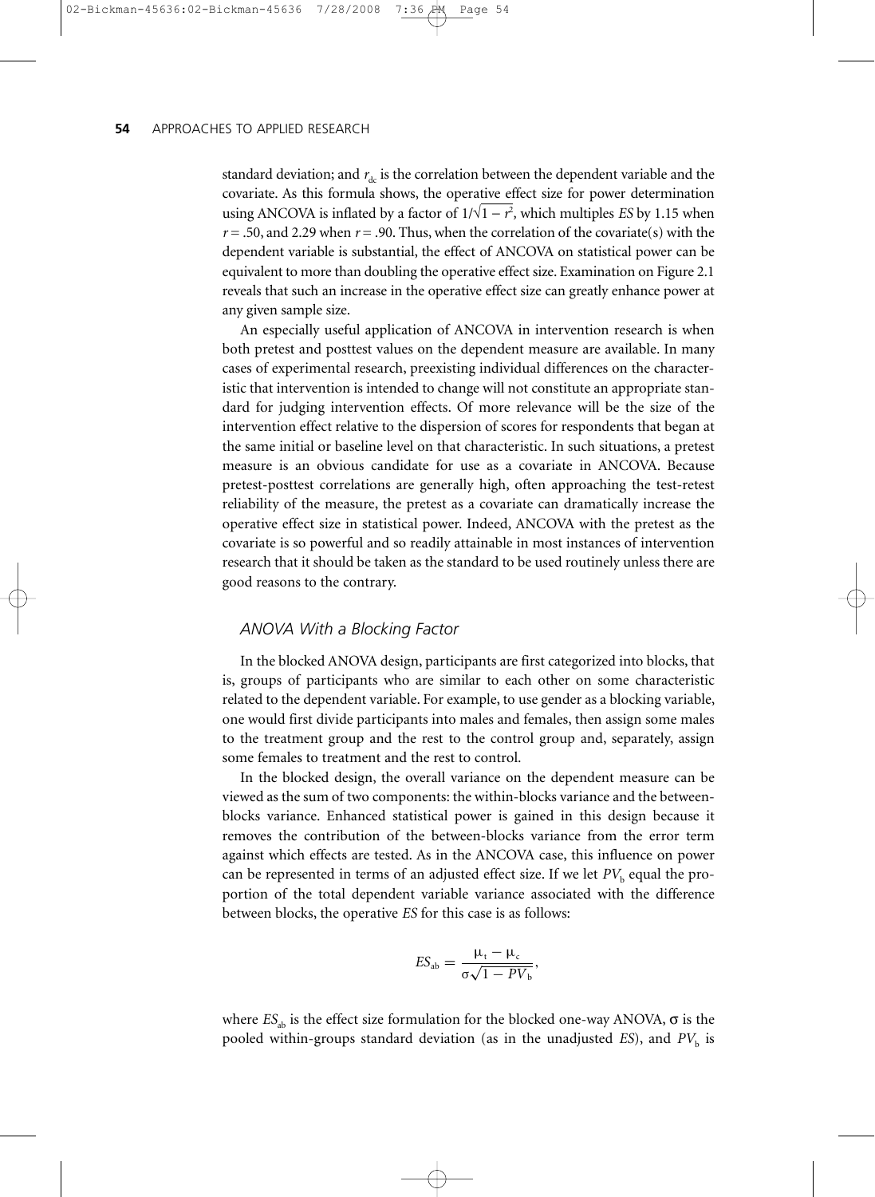standard deviation; and $r_{dc}$ is the correlation between the dependent variable and the covariate. As this formula shows, the operative effect size for power determination using ANCOVA is inflated by a factor of $1/\sqrt{1 - r^2}$, which multiples *ES* by 1.15 when $r = .50$, and 2.29 when $r = .90$. Thus, when the correlation of the covariate(s) with the dependent variable is substantial, the effect of ANCOVA on statistical power can be equivalent to more than doubling the operative effect size. Examination on Figure 2.1 reveals that such an increase in the operative effect size can greatly enhance power at any given sample size.

An especially useful application of ANCOVA in intervention research is when both pretest and posttest values on the dependent measure are available. In many cases of experimental research, preexisting individual differences on the characteristic that intervention is intended to change will not constitute an appropriate standard for judging intervention effects. Of more relevance will be the size of the intervention effect relative to the dispersion of scores for respondents that began at the same initial or baseline level on that characteristic. In such situations, a pretest measure is an obvious candidate for use as a covariate in ANCOVA. Because pretest-posttest correlations are generally high, often approaching the test-retest reliability of the measure, the pretest as a covariate can dramatically increase the operative effect size in statistical power. Indeed, ANCOVA with the pretest as the covariate is so powerful and so readily attainable in most instances of intervention research that it should be taken as the standard to be used routinely unless there are good reasons to the contrary.

### *ANOVA With a Blocking Factor*

In the blocked ANOVA design, participants are first categorized into blocks, that is, groups of participants who are similar to each other on some characteristic related to the dependent variable. For example, to use gender as a blocking variable, one would first divide participants into males and females, then assign some males to the treatment group and the rest to the control group and, separately, assign some females to treatment and the rest to control.

In the blocked design, the overall variance on the dependent measure can be viewed as the sum of two components: the within-blocks variance and the between-blocks variance. Enhanced statistical power is gained in this design because it removes the contribution of the between-blocks variance from the error term against which effects are tested. As in the ANCOVA case, this influence on power can be represented in terms of an adjusted effect size. If we let $PV_b$ equal the proportion of the total dependent variable variance associated with the difference between blocks, the operative *ES* for this case is as follows:

$$ES_{ab} = \frac{\mu_t - \mu_c}{\sigma\sqrt{1 - PV_b}},$$

where $ES_{ab}$ is the effect size formulation for the blocked one-way ANOVA, $\sigma$ is the pooled within-groups standard deviation (as in the unadjusted *ES*), and $PV_b$ is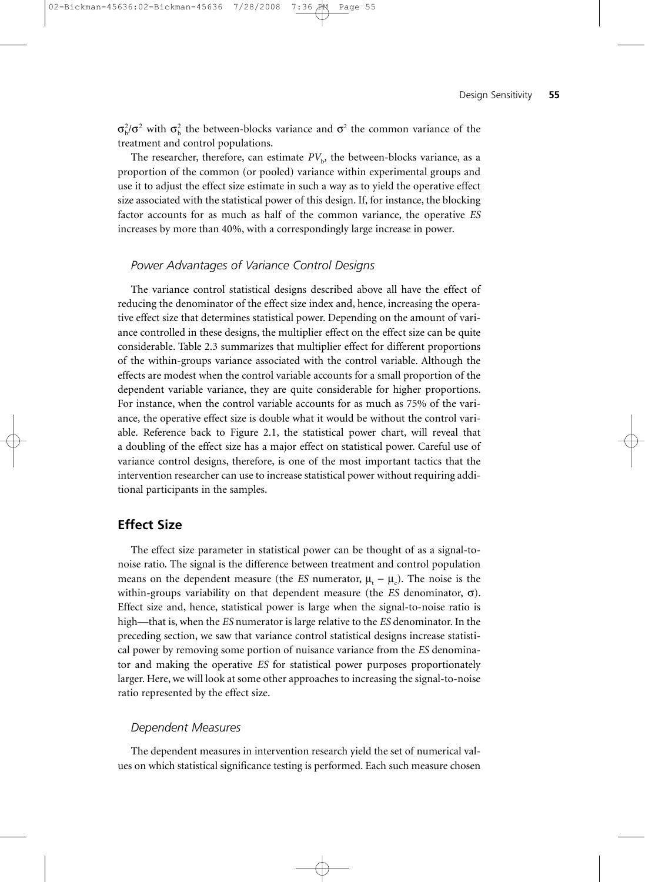$\sigma_b^2/\sigma^2$ with $\sigma_b^2$ the between-blocks variance and $\sigma^2$ the common variance of the treatment and control populations.

The researcher, therefore, can estimate $PV_b$, the between-blocks variance, as a proportion of the common (or pooled) variance within experimental groups and use it to adjust the effect size estimate in such a way as to yield the operative effect size associated with the statistical power of this design. If, for instance, the blocking factor accounts for as much as half of the common variance, the operative *ES* increases by more than 40%, with a correspondingly large increase in power.

### *Power Advantages of Variance Control Designs*

The variance control statistical designs described above all have the effect of reducing the denominator of the effect size index and, hence, increasing the operative effect size that determines statistical power. Depending on the amount of variance controlled in these designs, the multiplier effect on the effect size can be quite considerable. Table 2.3 summarizes that multiplier effect for different proportions of the within-groups variance associated with the control variable. Although the effects are modest when the control variable accounts for a small proportion of the dependent variable variance, they are quite considerable for higher proportions. For instance, when the control variable accounts for as much as 75% of the variance, the operative effect size is double what it would be without the control variable. Reference back to Figure 2.1, the statistical power chart, will reveal that a doubling of the effect size has a major effect on statistical power. Careful use of variance control designs, therefore, is one of the most important tactics that the intervention researcher can use to increase statistical power without requiring additional participants in the samples.

## Effect Size

The effect size parameter in statistical power can be thought of as a signal-to-noise ratio. The signal is the difference between treatment and control population means on the dependent measure (the *ES* numerator, $\mu_t - \mu_c$). The noise is the within-groups variability on that dependent measure (the *ES* denominator, $\sigma$). Effect size and, hence, statistical power is large when the signal-to-noise ratio is high—that is, when the *ES* numerator is large relative to the *ES* denominator. In the preceding section, we saw that variance control statistical designs increase statistical power by removing some portion of nuisance variance from the *ES* denominator and making the operative *ES* for statistical power purposes proportionately larger. Here, we will look at some other approaches to increasing the signal-to-noise ratio represented by the effect size.

### *Dependent Measures*

The dependent measures in intervention research yield the set of numerical values on which statistical significance testing is performed. Each such measure chosen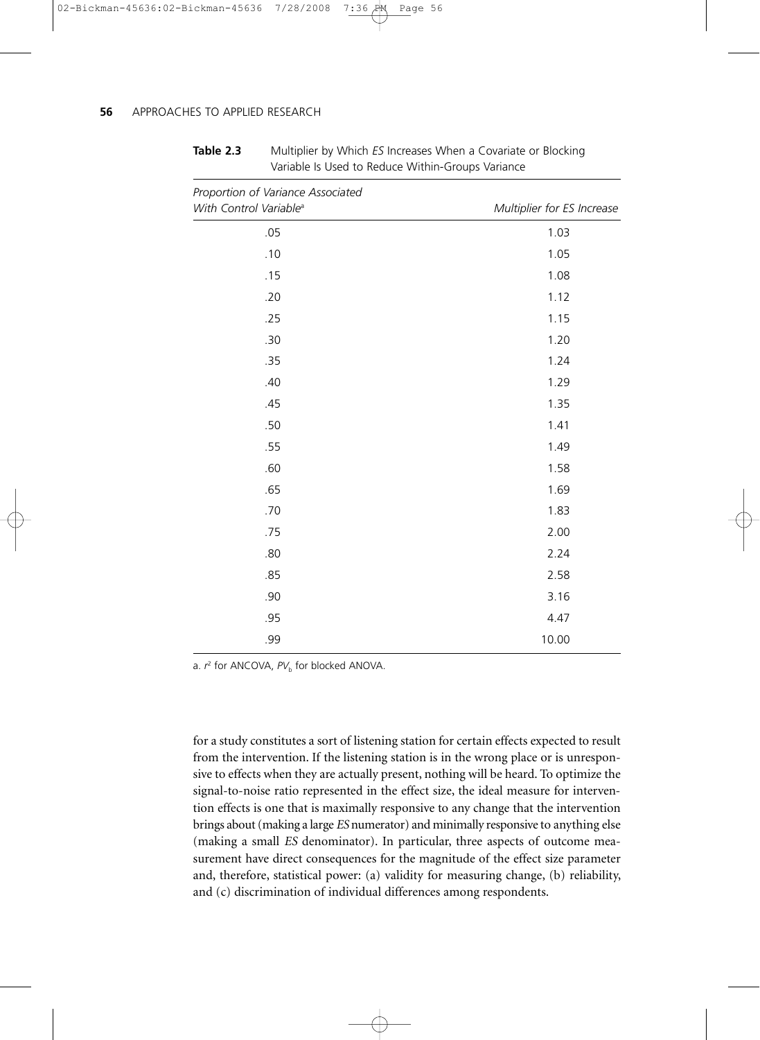**Table 2.3** Multiplier by Which *ES* Increases When a Covariate or Blocking Variable Is Used to Reduce Within-Groups Variance

| *Proportion of Variance Associated With Control Variable*[a] | *Multiplier for ES Increase* |
|---|---|
| .05 | 1.03 |
| .10 | 1.05 |
| .15 | 1.08 |
| .20 | 1.12 |
| .25 | 1.15 |
| .30 | 1.20 |
| .35 | 1.24 |
| .40 | 1.29 |
| .45 | 1.35 |
| .50 | 1.41 |
| .55 | 1.49 |
| .60 | 1.58 |
| .65 | 1.69 |
| .70 | 1.83 |
| .75 | 2.00 |
| .80 | 2.24 |
| .85 | 2.58 |
| .90 | 3.16 |
| .95 | 4.47 |
| .99 | 10.00 |

a. $r^2$ for ANCOVA, $PV_b$ for blocked ANOVA.

for a study constitutes a sort of listening station for certain effects expected to result from the intervention. If the listening station is in the wrong place or is unresponsive to effects when they are actually present, nothing will be heard. To optimize the signal-to-noise ratio represented in the effect size, the ideal measure for intervention effects is one that is maximally responsive to any change that the intervention brings about (making a large *ES* numerator) and minimally responsive to anything else (making a small *ES* denominator). In particular, three aspects of outcome measurement have direct consequences for the magnitude of the effect size parameter and, therefore, statistical power: (a) validity for measuring change, (b) reliability, and (c) discrimination of individual differences among respondents.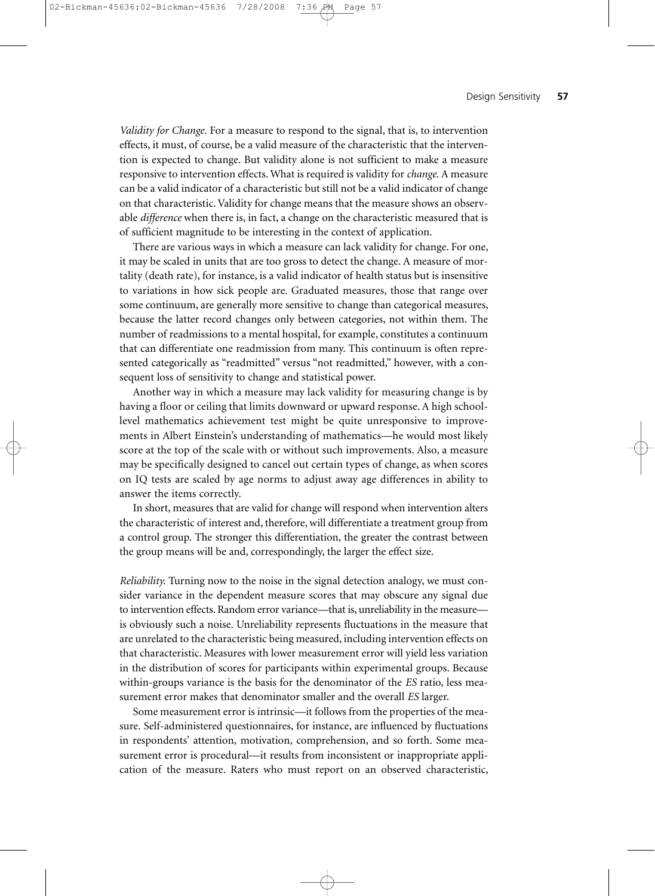*Validity for Change.* For a measure to respond to the signal, that is, to intervention effects, it must, of course, be a valid measure of the characteristic that the intervention is expected to change. But validity alone is not sufficient to make a measure responsive to intervention effects. What is required is validity for *change.* A measure can be a valid indicator of a characteristic but still not be a valid indicator of change on that characteristic. Validity for change means that the measure shows an observable *difference* when there is, in fact, a change on the characteristic measured that is of sufficient magnitude to be interesting in the context of application.

There are various ways in which a measure can lack validity for change. For one, it may be scaled in units that are too gross to detect the change. A measure of mortality (death rate), for instance, is a valid indicator of health status but is insensitive to variations in how sick people are. Graduated measures, those that range over some continuum, are generally more sensitive to change than categorical measures, because the latter record changes only between categories, not within them. The number of readmissions to a mental hospital, for example, constitutes a continuum that can differentiate one readmission from many. This continuum is often represented categorically as "readmitted" versus "not readmitted," however, with a consequent loss of sensitivity to change and statistical power.

Another way in which a measure may lack validity for measuring change is by having a floor or ceiling that limits downward or upward response. A high school-level mathematics achievement test might be quite unresponsive to improvements in Albert Einstein's understanding of mathematics—he would most likely score at the top of the scale with or without such improvements. Also, a measure may be specifically designed to cancel out certain types of change, as when scores on IQ tests are scaled by age norms to adjust away age differences in ability to answer the items correctly.

In short, measures that are valid for change will respond when intervention alters the characteristic of interest and, therefore, will differentiate a treatment group from a control group. The stronger this differentiation, the greater the contrast between the group means will be and, correspondingly, the larger the effect size.

*Reliability.* Turning now to the noise in the signal detection analogy, we must consider variance in the dependent measure scores that may obscure any signal due to intervention effects. Random error variance—that is, unreliability in the measure—is obviously such a noise. Unreliability represents fluctuations in the measure that are unrelated to the characteristic being measured, including intervention effects on that characteristic. Measures with lower measurement error will yield less variation in the distribution of scores for participants within experimental groups. Because within-groups variance is the basis for the denominator of the *ES* ratio, less measurement error makes that denominator smaller and the overall *ES* larger.

Some measurement error is intrinsic—it follows from the properties of the measure. Self-administered questionnaires, for instance, are influenced by fluctuations in respondents' attention, motivation, comprehension, and so forth. Some measurement error is procedural—it results from inconsistent or inappropriate application of the measure. Raters who must report on an observed characteristic,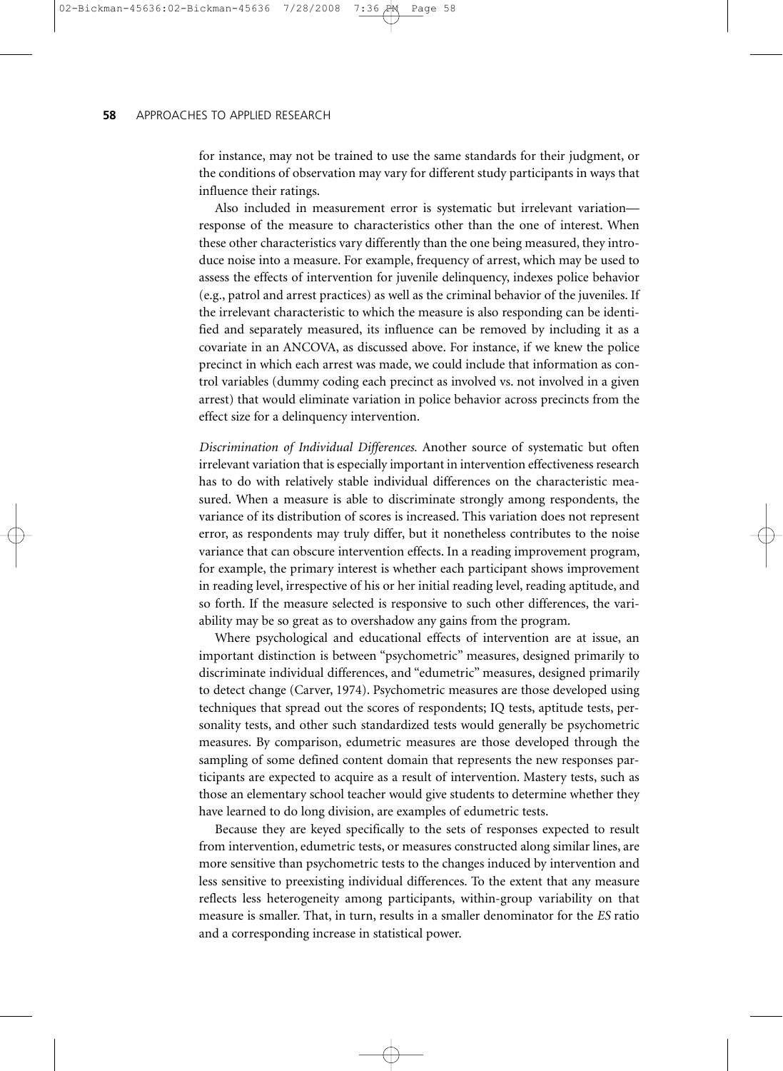for instance, may not be trained to use the same standards for their judgment, or the conditions of observation may vary for different study participants in ways that influence their ratings.

Also included in measurement error is systematic but irrelevant variation—response of the measure to characteristics other than the one of interest. When these other characteristics vary differently than the one being measured, they introduce noise into a measure. For example, frequency of arrest, which may be used to assess the effects of intervention for juvenile delinquency, indexes police behavior (e.g., patrol and arrest practices) as well as the criminal behavior of the juveniles. If the irrelevant characteristic to which the measure is also responding can be identified and separately measured, its influence can be removed by including it as a covariate in an ANCOVA, as discussed above. For instance, if we knew the police precinct in which each arrest was made, we could include that information as control variables (dummy coding each precinct as involved vs. not involved in a given arrest) that would eliminate variation in police behavior across precincts from the effect size for a delinquency intervention.

*Discrimination of Individual Differences.* Another source of systematic but often irrelevant variation that is especially important in intervention effectiveness research has to do with relatively stable individual differences on the characteristic measured. When a measure is able to discriminate strongly among respondents, the variance of its distribution of scores is increased. This variation does not represent error, as respondents may truly differ, but it nonetheless contributes to the noise variance that can obscure intervention effects. In a reading improvement program, for example, the primary interest is whether each participant shows improvement in reading level, irrespective of his or her initial reading level, reading aptitude, and so forth. If the measure selected is responsive to such other differences, the variability may be so great as to overshadow any gains from the program.

Where psychological and educational effects of intervention are at issue, an important distinction is between "psychometric" measures, designed primarily to discriminate individual differences, and "edumetric" measures, designed primarily to detect change (Carver, 1974). Psychometric measures are those developed using techniques that spread out the scores of respondents; IQ tests, aptitude tests, personality tests, and other such standardized tests would generally be psychometric measures. By comparison, edumetric measures are those developed through the sampling of some defined content domain that represents the new responses participants are expected to acquire as a result of intervention. Mastery tests, such as those an elementary school teacher would give students to determine whether they have learned to do long division, are examples of edumetric tests.

Because they are keyed specifically to the sets of responses expected to result from intervention, edumetric tests, or measures constructed along similar lines, are more sensitive than psychometric tests to the changes induced by intervention and less sensitive to preexisting individual differences. To the extent that any measure reflects less heterogeneity among participants, within-group variability on that measure is smaller. That, in turn, results in a smaller denominator for the *ES* ratio and a corresponding increase in statistical power.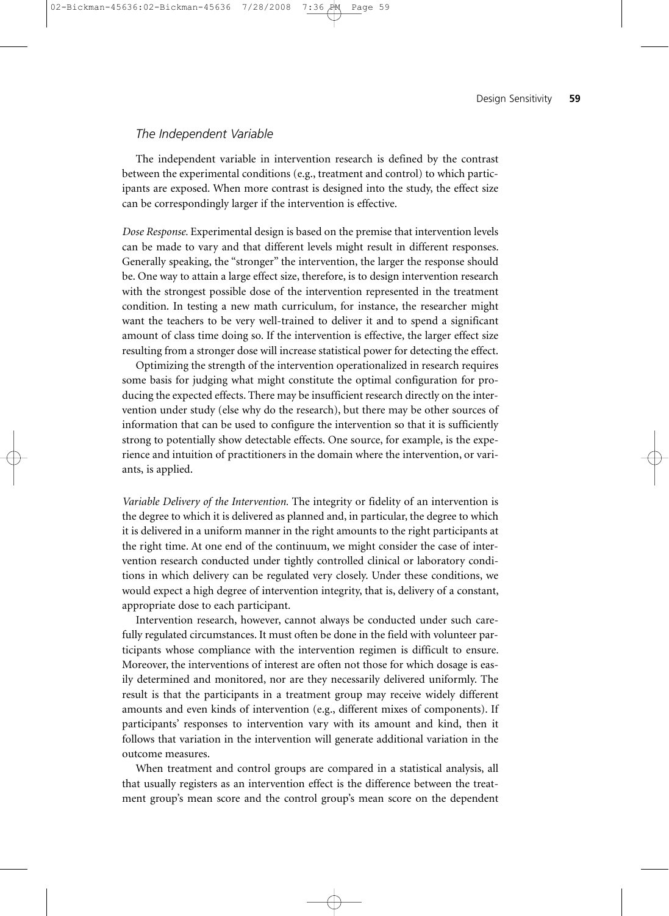### *The Independent Variable*

The independent variable in intervention research is defined by the contrast between the experimental conditions (e.g., treatment and control) to which participants are exposed. When more contrast is designed into the study, the effect size can be correspondingly larger if the intervention is effective.

*Dose Response.* Experimental design is based on the premise that intervention levels can be made to vary and that different levels might result in different responses. Generally speaking, the "stronger" the intervention, the larger the response should be. One way to attain a large effect size, therefore, is to design intervention research with the strongest possible dose of the intervention represented in the treatment condition. In testing a new math curriculum, for instance, the researcher might want the teachers to be very well-trained to deliver it and to spend a significant amount of class time doing so. If the intervention is effective, the larger effect size resulting from a stronger dose will increase statistical power for detecting the effect.

Optimizing the strength of the intervention operationalized in research requires some basis for judging what might constitute the optimal configuration for producing the expected effects. There may be insufficient research directly on the intervention under study (else why do the research), but there may be other sources of information that can be used to configure the intervention so that it is sufficiently strong to potentially show detectable effects. One source, for example, is the experience and intuition of practitioners in the domain where the intervention, or variants, is applied.

*Variable Delivery of the Intervention.* The integrity or fidelity of an intervention is the degree to which it is delivered as planned and, in particular, the degree to which it is delivered in a uniform manner in the right amounts to the right participants at the right time. At one end of the continuum, we might consider the case of intervention research conducted under tightly controlled clinical or laboratory conditions in which delivery can be regulated very closely. Under these conditions, we would expect a high degree of intervention integrity, that is, delivery of a constant, appropriate dose to each participant.

Intervention research, however, cannot always be conducted under such carefully regulated circumstances. It must often be done in the field with volunteer participants whose compliance with the intervention regimen is difficult to ensure. Moreover, the interventions of interest are often not those for which dosage is easily determined and monitored, nor are they necessarily delivered uniformly. The result is that the participants in a treatment group may receive widely different amounts and even kinds of intervention (e.g., different mixes of components). If participants' responses to intervention vary with its amount and kind, then it follows that variation in the intervention will generate additional variation in the outcome measures.

When treatment and control groups are compared in a statistical analysis, all that usually registers as an intervention effect is the difference between the treatment group's mean score and the control group's mean score on the dependent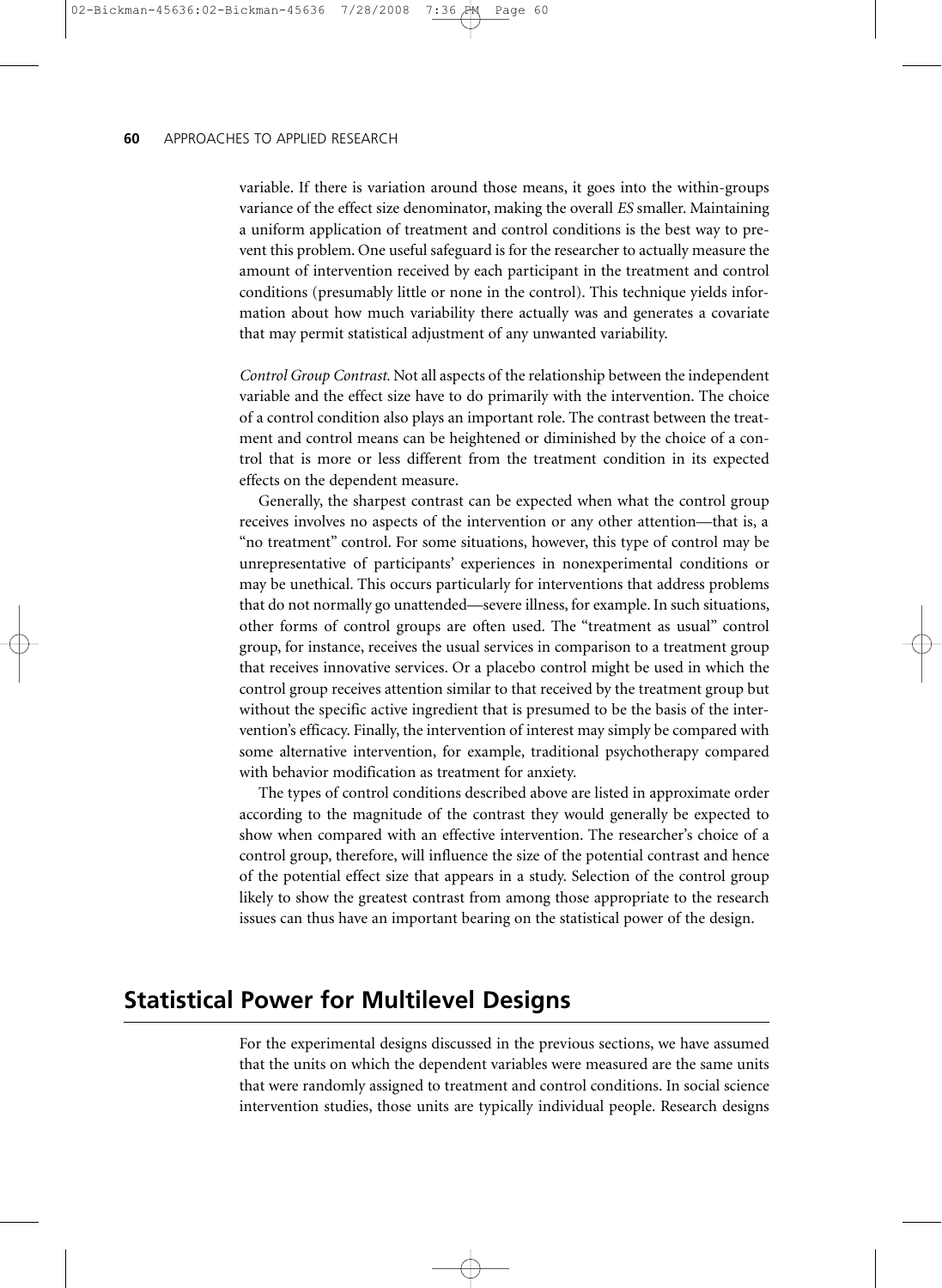variable. If there is variation around those means, it goes into the within-groups variance of the effect size denominator, making the overall *ES* smaller. Maintaining a uniform application of treatment and control conditions is the best way to prevent this problem. One useful safeguard is for the researcher to actually measure the amount of intervention received by each participant in the treatment and control conditions (presumably little or none in the control). This technique yields information about how much variability there actually was and generates a covariate that may permit statistical adjustment of any unwanted variability.

*Control Group Contrast.* Not all aspects of the relationship between the independent variable and the effect size have to do primarily with the intervention. The choice of a control condition also plays an important role. The contrast between the treatment and control means can be heightened or diminished by the choice of a control that is more or less different from the treatment condition in its expected effects on the dependent measure.

Generally, the sharpest contrast can be expected when what the control group receives involves no aspects of the intervention or any other attention—that is, a "no treatment" control. For some situations, however, this type of control may be unrepresentative of participants' experiences in nonexperimental conditions or may be unethical. This occurs particularly for interventions that address problems that do not normally go unattended—severe illness, for example. In such situations, other forms of control groups are often used. The "treatment as usual" control group, for instance, receives the usual services in comparison to a treatment group that receives innovative services. Or a placebo control might be used in which the control group receives attention similar to that received by the treatment group but without the specific active ingredient that is presumed to be the basis of the intervention's efficacy. Finally, the intervention of interest may simply be compared with some alternative intervention, for example, traditional psychotherapy compared with behavior modification as treatment for anxiety.

The types of control conditions described above are listed in approximate order according to the magnitude of the contrast they would generally be expected to show when compared with an effective intervention. The researcher's choice of a control group, therefore, will influence the size of the potential contrast and hence of the potential effect size that appears in a study. Selection of the control group likely to show the greatest contrast from among those appropriate to the research issues can thus have an important bearing on the statistical power of the design.

## Statistical Power for Multilevel Designs

For the experimental designs discussed in the previous sections, we have assumed that the units on which the dependent variables were measured are the same units that were randomly assigned to treatment and control conditions. In social science intervention studies, those units are typically individual people. Research designs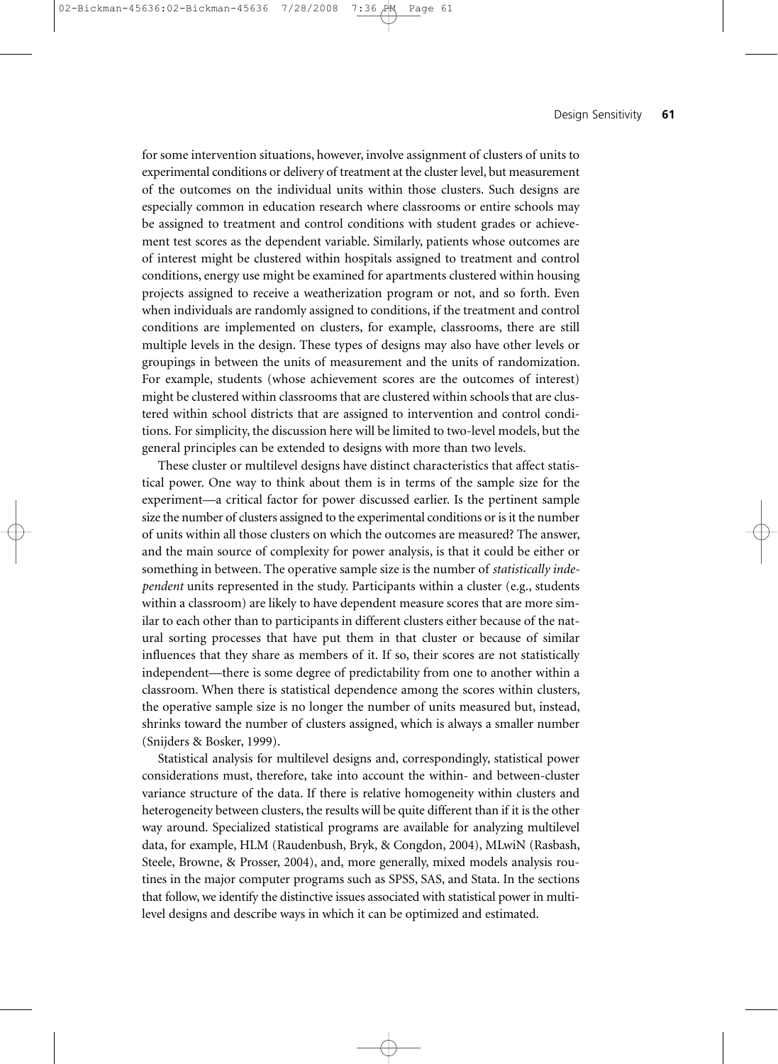for some intervention situations, however, involve assignment of clusters of units to experimental conditions or delivery of treatment at the cluster level, but measurement of the outcomes on the individual units within those clusters. Such designs are especially common in education research where classrooms or entire schools may be assigned to treatment and control conditions with student grades or achievement test scores as the dependent variable. Similarly, patients whose outcomes are of interest might be clustered within hospitals assigned to treatment and control conditions, energy use might be examined for apartments clustered within housing projects assigned to receive a weatherization program or not, and so forth. Even when individuals are randomly assigned to conditions, if the treatment and control conditions are implemented on clusters, for example, classrooms, there are still multiple levels in the design. These types of designs may also have other levels or groupings in between the units of measurement and the units of randomization. For example, students (whose achievement scores are the outcomes of interest) might be clustered within classrooms that are clustered within schools that are clustered within school districts that are assigned to intervention and control conditions. For simplicity, the discussion here will be limited to two-level models, but the general principles can be extended to designs with more than two levels.

These cluster or multilevel designs have distinct characteristics that affect statistical power. One way to think about them is in terms of the sample size for the experiment—a critical factor for power discussed earlier. Is the pertinent sample size the number of clusters assigned to the experimental conditions or is it the number of units within all those clusters on which the outcomes are measured? The answer, and the main source of complexity for power analysis, is that it could be either or something in between. The operative sample size is the number of *statistically independent* units represented in the study. Participants within a cluster (e.g., students within a classroom) are likely to have dependent measure scores that are more similar to each other than to participants in different clusters either because of the natural sorting processes that have put them in that cluster or because of similar influences that they share as members of it. If so, their scores are not statistically independent—there is some degree of predictability from one to another within a classroom. When there is statistical dependence among the scores within clusters, the operative sample size is no longer the number of units measured but, instead, shrinks toward the number of clusters assigned, which is always a smaller number (Snijders & Bosker, 1999).

Statistical analysis for multilevel designs and, correspondingly, statistical power considerations must, therefore, take into account the within- and between-cluster variance structure of the data. If there is relative homogeneity within clusters and heterogeneity between clusters, the results will be quite different than if it is the other way around. Specialized statistical programs are available for analyzing multilevel data, for example, HLM (Raudenbush, Bryk, & Congdon, 2004), MLwiN (Rasbash, Steele, Browne, & Prosser, 2004), and, more generally, mixed models analysis routines in the major computer programs such as SPSS, SAS, and Stata. In the sections that follow, we identify the distinctive issues associated with statistical power in multilevel designs and describe ways in which it can be optimized and estimated.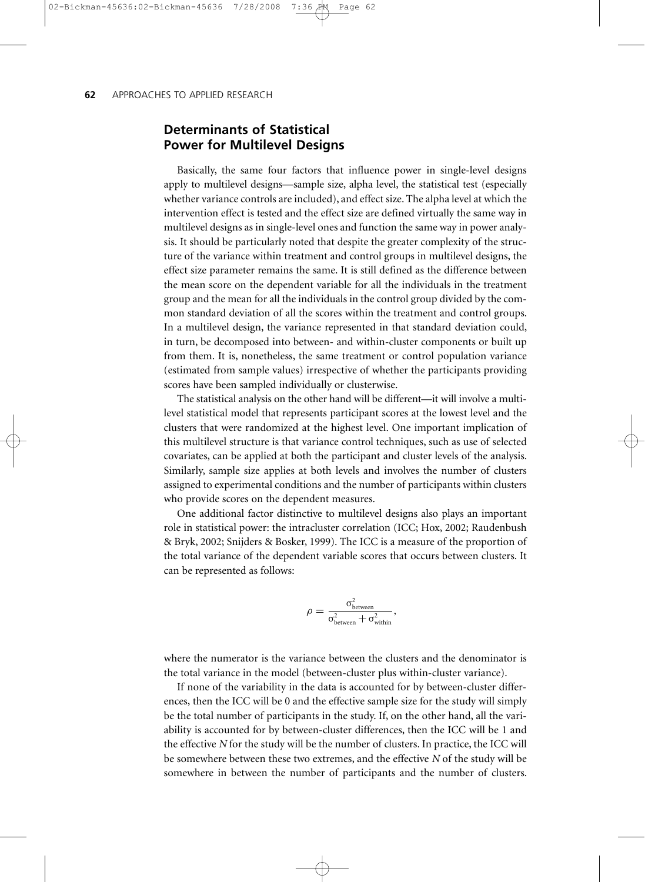## Determinants of Statistical Power for Multilevel Designs

Basically, the same four factors that influence power in single-level designs apply to multilevel designs—sample size, alpha level, the statistical test (especially whether variance controls are included), and effect size. The alpha level at which the intervention effect is tested and the effect size are defined virtually the same way in multilevel designs as in single-level ones and function the same way in power analysis. It should be particularly noted that despite the greater complexity of the structure of the variance within treatment and control groups in multilevel designs, the effect size parameter remains the same. It is still defined as the difference between the mean score on the dependent variable for all the individuals in the treatment group and the mean for all the individuals in the control group divided by the common standard deviation of all the scores within the treatment and control groups. In a multilevel design, the variance represented in that standard deviation could, in turn, be decomposed into between- and within-cluster components or built up from them. It is, nonetheless, the same treatment or control population variance (estimated from sample values) irrespective of whether the participants providing scores have been sampled individually or clusterwise.

The statistical analysis on the other hand will be different—it will involve a multilevel statistical model that represents participant scores at the lowest level and the clusters that were randomized at the highest level. One important implication of this multilevel structure is that variance control techniques, such as use of selected covariates, can be applied at both the participant and cluster levels of the analysis. Similarly, sample size applies at both levels and involves the number of clusters assigned to experimental conditions and the number of participants within clusters who provide scores on the dependent measures.

One additional factor distinctive to multilevel designs also plays an important role in statistical power: the intracluster correlation (ICC; Hox, 2002; Raudenbush & Bryk, 2002; Snijders & Bosker, 1999). The ICC is a measure of the proportion of the total variance of the dependent variable scores that occurs between clusters. It can be represented as follows:

$$\rho = \frac{\sigma^2_{\text{between}}}{\sigma^2_{\text{between}} + \sigma^2_{\text{within}}},$$

where the numerator is the variance between the clusters and the denominator is the total variance in the model (between-cluster plus within-cluster variance).

If none of the variability in the data is accounted for by between-cluster differences, then the ICC will be 0 and the effective sample size for the study will simply be the total number of participants in the study. If, on the other hand, all the variability is accounted for by between-cluster differences, then the ICC will be 1 and the effective *N* for the study will be the number of clusters. In practice, the ICC will be somewhere between these two extremes, and the effective *N* of the study will be somewhere in between the number of participants and the number of clusters.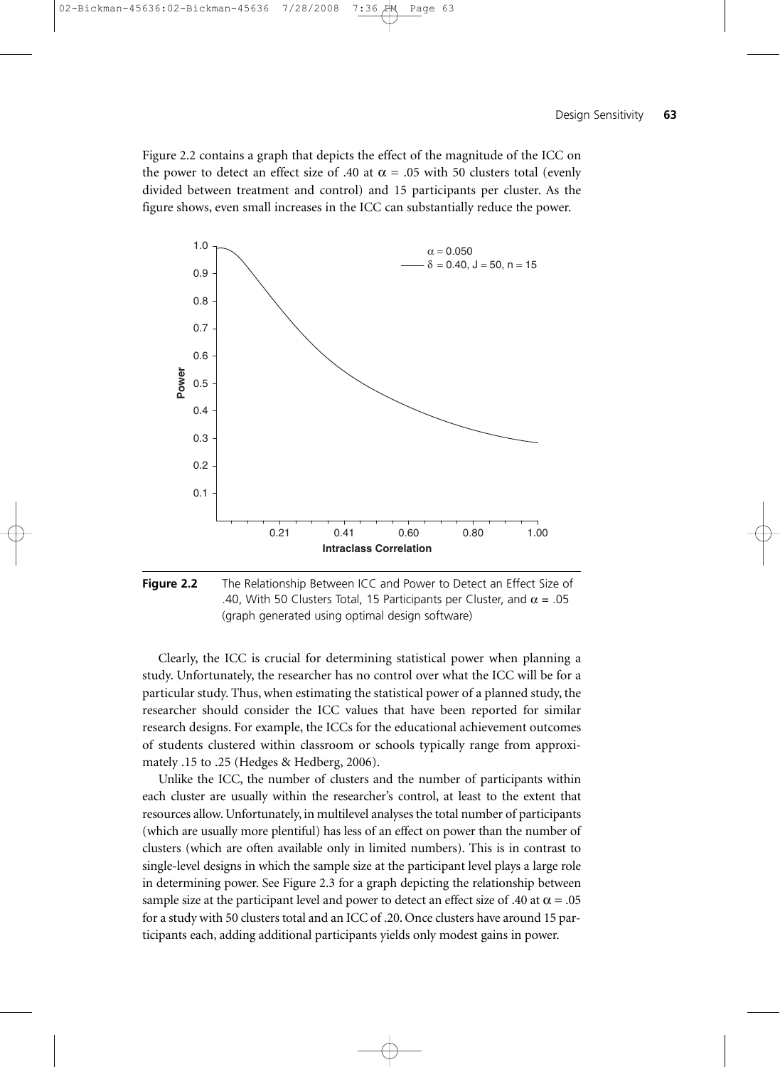Figure 2.2 contains a graph that depicts the effect of the magnitude of the ICC on the power to detect an effect size of .40 at $\alpha = .05$ with 50 clusters total (evenly divided between treatment and control) and 15 participants per cluster. As the figure shows, even small increases in the ICC can substantially reduce the power.

**Figure 2.2** The Relationship Between ICC and Power to Detect an Effect Size of .40, With 50 Clusters Total, 15 Participants per Cluster, and $\alpha = .05$ (graph generated using optimal design software)

Clearly, the ICC is crucial for determining statistical power when planning a study. Unfortunately, the researcher has no control over what the ICC will be for a particular study. Thus, when estimating the statistical power of a planned study, the researcher should consider the ICC values that have been reported for similar research designs. For example, the ICCs for the educational achievement outcomes of students clustered within classroom or schools typically range from approximately .15 to .25 (Hedges & Hedberg, 2006).

Unlike the ICC, the number of clusters and the number of participants within each cluster are usually within the researcher's control, at least to the extent that resources allow. Unfortunately, in multilevel analyses the total number of participants (which are usually more plentiful) has less of an effect on power than the number of clusters (which are often available only in limited numbers). This is in contrast to single-level designs in which the sample size at the participant level plays a large role in determining power. See Figure 2.3 for a graph depicting the relationship between sample size at the participant level and power to detect an effect size of .40 at $\alpha = .05$ for a study with 50 clusters total and an ICC of .20. Once clusters have around 15 participants each, adding additional participants yields only modest gains in power.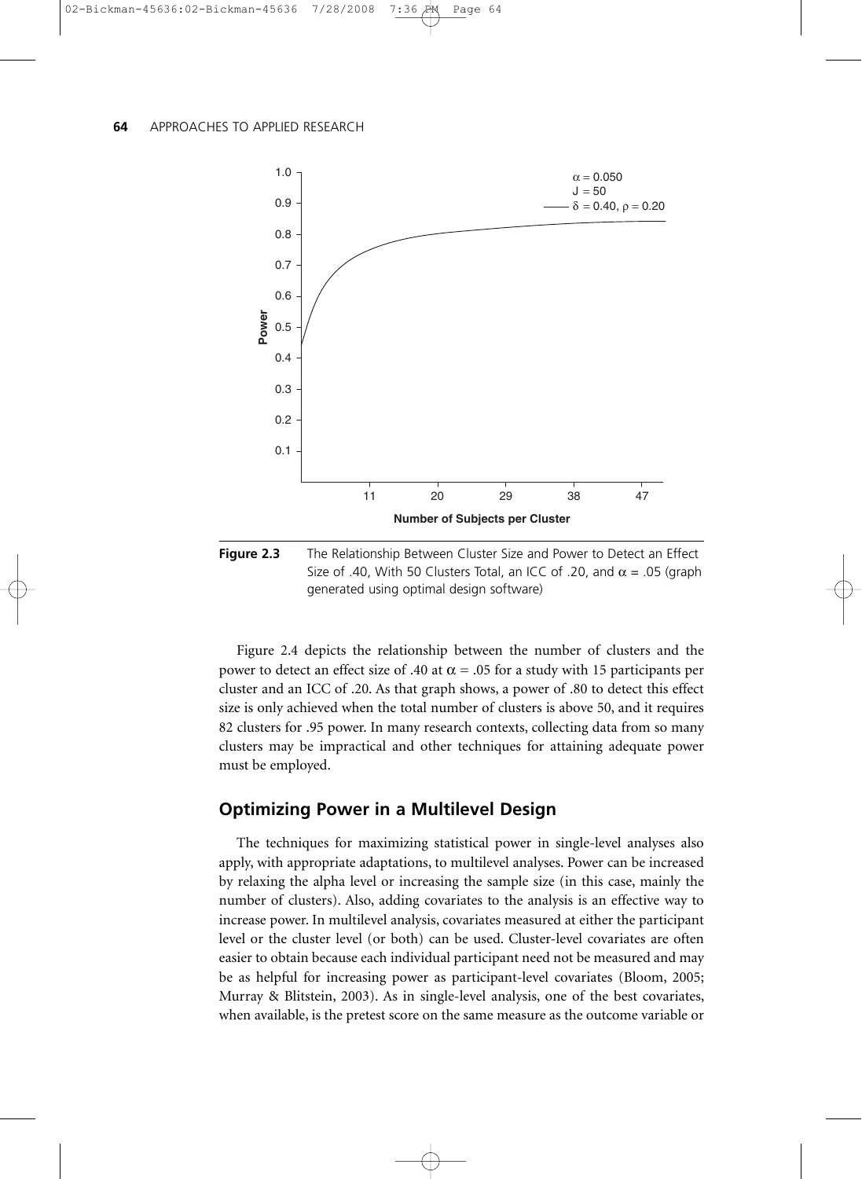Figure 2.3 The Relationship Between Cluster Size and Power to Detect an Effect Size of .40, With 50 Clusters Total, an ICC of .20, and $\alpha = .05$ (graph generated using optimal design software)

Figure 2.4 depicts the relationship between the number of clusters and the power to detect an effect size of .40 at $\alpha = .05$ for a study with 15 participants per cluster and an ICC of .20. As that graph shows, a power of .80 to detect this effect size is only achieved when the total number of clusters is above 50, and it requires 82 clusters for .95 power. In many research contexts, collecting data from so many clusters may be impractical and other techniques for attaining adequate power must be employed.

## Optimizing Power in a Multilevel Design

The techniques for maximizing statistical power in single-level analyses also apply, with appropriate adaptations, to multilevel analyses. Power can be increased by relaxing the alpha level or increasing the sample size (in this case, mainly the number of clusters). Also, adding covariates to the analysis is an effective way to increase power. In multilevel analysis, covariates measured at either the participant level or the cluster level (or both) can be used. Cluster-level covariates are often easier to obtain because each individual participant need not be measured and may be as helpful for increasing power as participant-level covariates (Bloom, 2005; Murray & Blitstein, 2003). As in single-level analysis, one of the best covariates, when available, is the pretest score on the same measure as the outcome variable or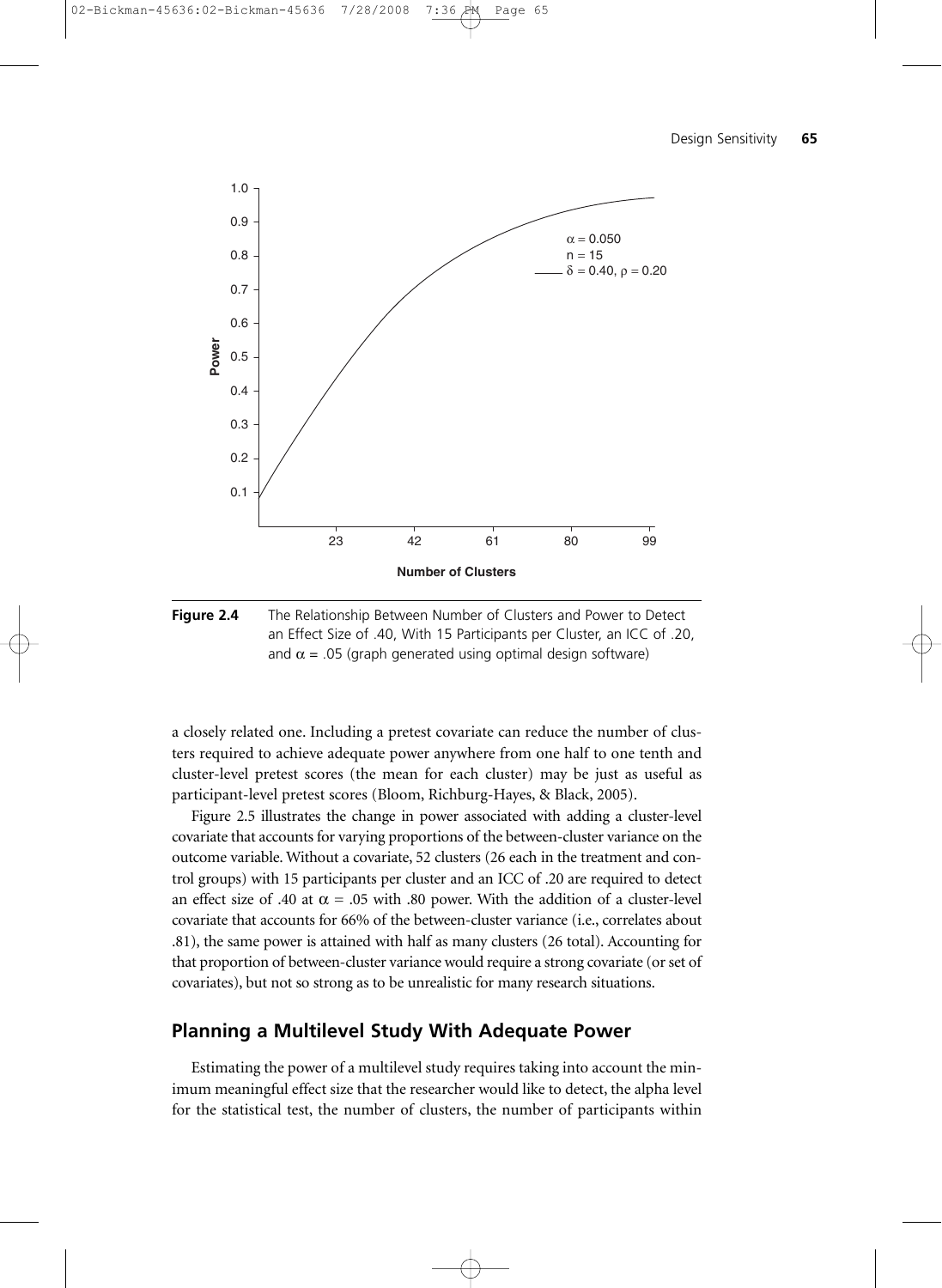**Figure 2.4** The Relationship Between Number of Clusters and Power to Detect an Effect Size of .40, With 15 Participants per Cluster, an ICC of .20, and $\alpha$ = .05 (graph generated using optimal design software)

a closely related one. Including a pretest covariate can reduce the number of clusters required to achieve adequate power anywhere from one half to one tenth and cluster-level pretest scores (the mean for each cluster) may be just as useful as participant-level pretest scores (Bloom, Richburg-Hayes, & Black, 2005).

Figure 2.5 illustrates the change in power associated with adding a cluster-level covariate that accounts for varying proportions of the between-cluster variance on the outcome variable. Without a covariate, 52 clusters (26 each in the treatment and control groups) with 15 participants per cluster and an ICC of .20 are required to detect an effect size of .40 at $\alpha$ = .05 with .80 power. With the addition of a cluster-level covariate that accounts for 66% of the between-cluster variance (i.e., correlates about .81), the same power is attained with half as many clusters (26 total). Accounting for that proportion of between-cluster variance would require a strong covariate (or set of covariates), but not so strong as to be unrealistic for many research situations.

## Planning a Multilevel Study With Adequate Power

Estimating the power of a multilevel study requires taking into account the minimum meaningful effect size that the researcher would like to detect, the alpha level for the statistical test, the number of clusters, the number of participants within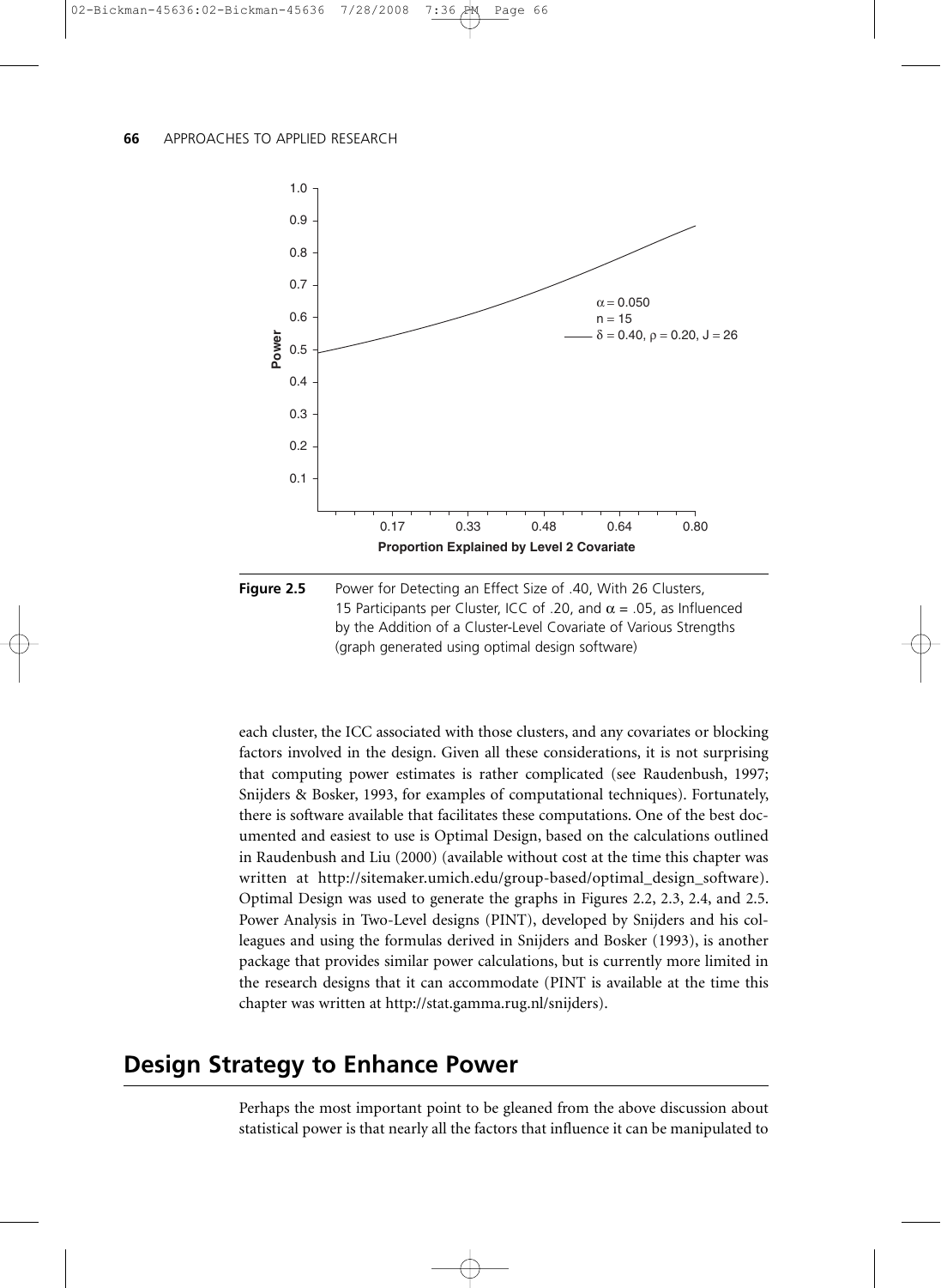**Figure 2.5** Power for Detecting an Effect Size of .40, With 26 Clusters, 15 Participants per Cluster, ICC of .20, and $\alpha = .05$, as Influenced by the Addition of a Cluster-Level Covariate of Various Strengths (graph generated using optimal design software)

each cluster, the ICC associated with those clusters, and any covariates or blocking factors involved in the design. Given all these considerations, it is not surprising that computing power estimates is rather complicated (see Raudenbush, 1997; Snijders & Bosker, 1993, for examples of computational techniques). Fortunately, there is software available that facilitates these computations. One of the best documented and easiest to use is Optimal Design, based on the calculations outlined in Raudenbush and Liu (2000) (available without cost at the time this chapter was written at http://sitemaker.umich.edu/group-based/optimal_design_software). Optimal Design was used to generate the graphs in Figures 2.2, 2.3, 2.4, and 2.5. Power Analysis in Two-Level designs (PINT), developed by Snijders and his colleagues and using the formulas derived in Snijders and Bosker (1993), is another package that provides similar power calculations, but is currently more limited in the research designs that it can accommodate (PINT is available at the time this chapter was written at http://stat.gamma.rug.nl/snijders).

## Design Strategy to Enhance Power

Perhaps the most important point to be gleaned from the above discussion about statistical power is that nearly all the factors that influence it can be manipulated to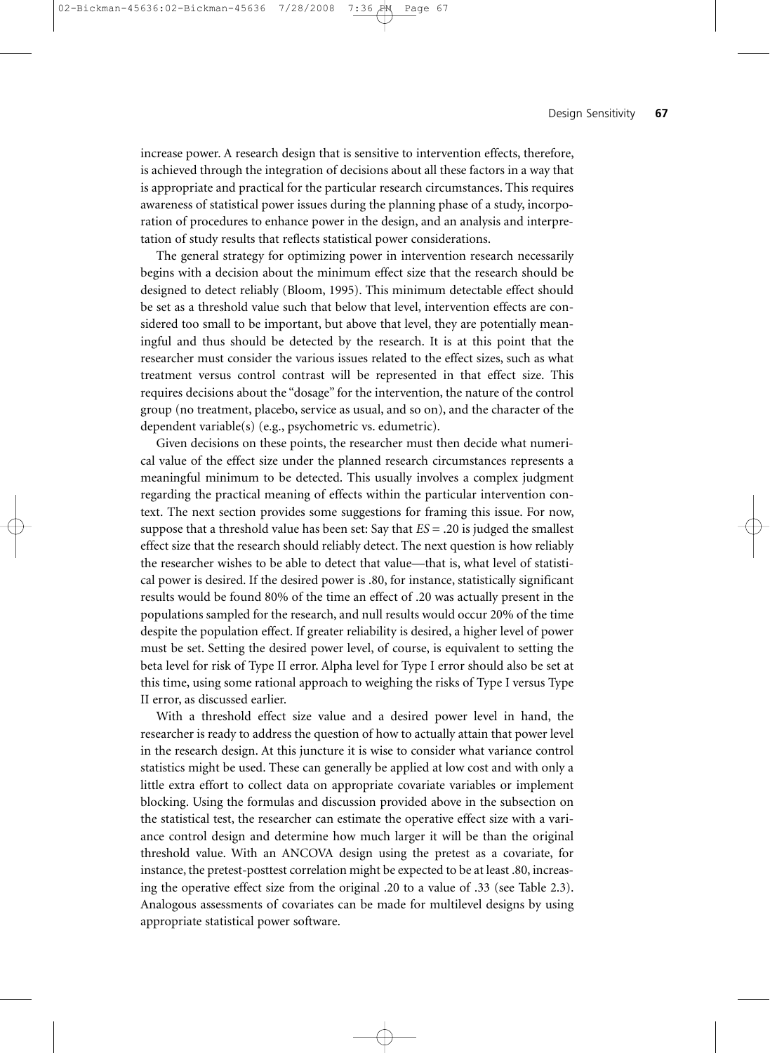increase power. A research design that is sensitive to intervention effects, therefore, is achieved through the integration of decisions about all these factors in a way that is appropriate and practical for the particular research circumstances. This requires awareness of statistical power issues during the planning phase of a study, incorporation of procedures to enhance power in the design, and an analysis and interpretation of study results that reflects statistical power considerations.

The general strategy for optimizing power in intervention research necessarily begins with a decision about the minimum effect size that the research should be designed to detect reliably (Bloom, 1995). This minimum detectable effect should be set as a threshold value such that below that level, intervention effects are considered too small to be important, but above that level, they are potentially meaningful and thus should be detected by the research. It is at this point that the researcher must consider the various issues related to the effect sizes, such as what treatment versus control contrast will be represented in that effect size. This requires decisions about the "dosage" for the intervention, the nature of the control group (no treatment, placebo, service as usual, and so on), and the character of the dependent variable(s) (e.g., psychometric vs. edumetric).

Given decisions on these points, the researcher must then decide what numerical value of the effect size under the planned research circumstances represents a meaningful minimum to be detected. This usually involves a complex judgment regarding the practical meaning of effects within the particular intervention context. The next section provides some suggestions for framing this issue. For now, suppose that a threshold value has been set: Say that $ES = .20$ is judged the smallest effect size that the research should reliably detect. The next question is how reliably the researcher wishes to be able to detect that value—that is, what level of statistical power is desired. If the desired power is .80, for instance, statistically significant results would be found 80% of the time an effect of .20 was actually present in the populations sampled for the research, and null results would occur 20% of the time despite the population effect. If greater reliability is desired, a higher level of power must be set. Setting the desired power level, of course, is equivalent to setting the beta level for risk of Type II error. Alpha level for Type I error should also be set at this time, using some rational approach to weighing the risks of Type I versus Type II error, as discussed earlier.

With a threshold effect size value and a desired power level in hand, the researcher is ready to address the question of how to actually attain that power level in the research design. At this juncture it is wise to consider what variance control statistics might be used. These can generally be applied at low cost and with only a little extra effort to collect data on appropriate covariate variables or implement blocking. Using the formulas and discussion provided above in the subsection on the statistical test, the researcher can estimate the operative effect size with a variance control design and determine how much larger it will be than the original threshold value. With an ANCOVA design using the pretest as a covariate, for instance, the pretest-posttest correlation might be expected to be at least .80, increasing the operative effect size from the original .20 to a value of .33 (see Table 2.3). Analogous assessments of covariates can be made for multilevel designs by using appropriate statistical power software.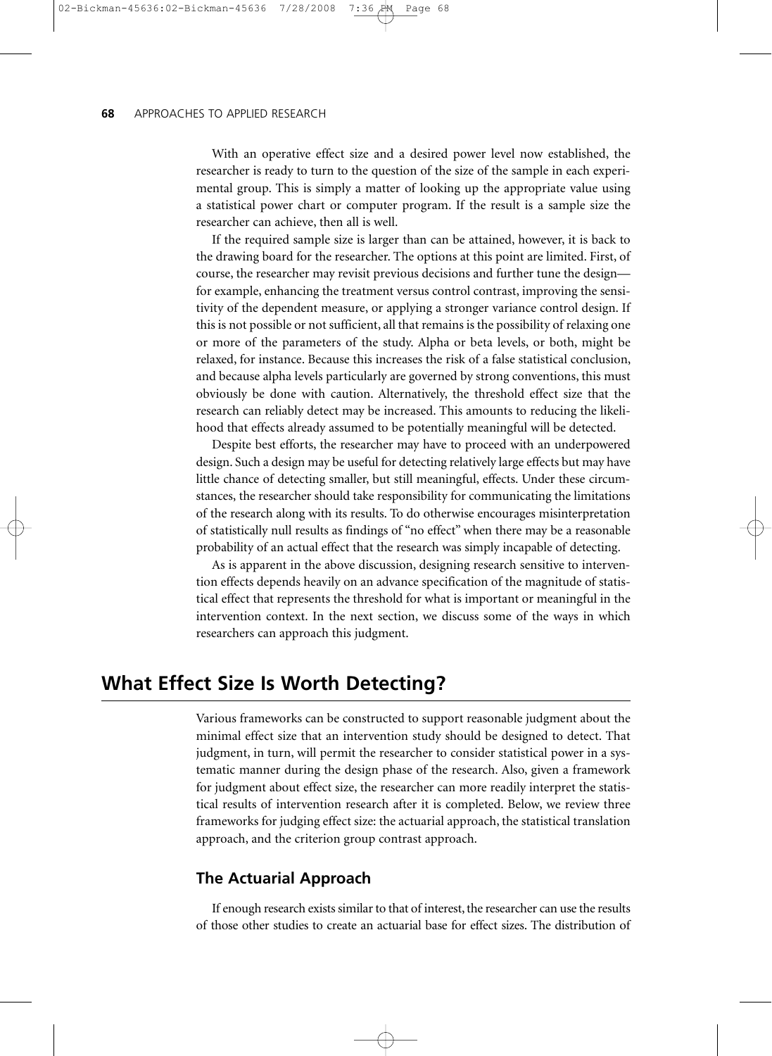With an operative effect size and a desired power level now established, the researcher is ready to turn to the question of the size of the sample in each experimental group. This is simply a matter of looking up the appropriate value using a statistical power chart or computer program. If the result is a sample size the researcher can achieve, then all is well.

If the required sample size is larger than can be attained, however, it is back to the drawing board for the researcher. The options at this point are limited. First, of course, the researcher may revisit previous decisions and further tune the design—for example, enhancing the treatment versus control contrast, improving the sensitivity of the dependent measure, or applying a stronger variance control design. If this is not possible or not sufficient, all that remains is the possibility of relaxing one or more of the parameters of the study. Alpha or beta levels, or both, might be relaxed, for instance. Because this increases the risk of a false statistical conclusion, and because alpha levels particularly are governed by strong conventions, this must obviously be done with caution. Alternatively, the threshold effect size that the research can reliably detect may be increased. This amounts to reducing the likelihood that effects already assumed to be potentially meaningful will be detected.

Despite best efforts, the researcher may have to proceed with an underpowered design. Such a design may be useful for detecting relatively large effects but may have little chance of detecting smaller, but still meaningful, effects. Under these circumstances, the researcher should take responsibility for communicating the limitations of the research along with its results. To do otherwise encourages misinterpretation of statistically null results as findings of "no effect" when there may be a reasonable probability of an actual effect that the research was simply incapable of detecting.

As is apparent in the above discussion, designing research sensitive to intervention effects depends heavily on an advance specification of the magnitude of statistical effect that represents the threshold for what is important or meaningful in the intervention context. In the next section, we discuss some of the ways in which researchers can approach this judgment.

## What Effect Size Is Worth Detecting?

Various frameworks can be constructed to support reasonable judgment about the minimal effect size that an intervention study should be designed to detect. That judgment, in turn, will permit the researcher to consider statistical power in a systematic manner during the design phase of the research. Also, given a framework for judgment about effect size, the researcher can more readily interpret the statistical results of intervention research after it is completed. Below, we review three frameworks for judging effect size: the actuarial approach, the statistical translation approach, and the criterion group contrast approach.

### The Actuarial Approach

If enough research exists similar to that of interest, the researcher can use the results of those other studies to create an actuarial base for effect sizes. The distribution of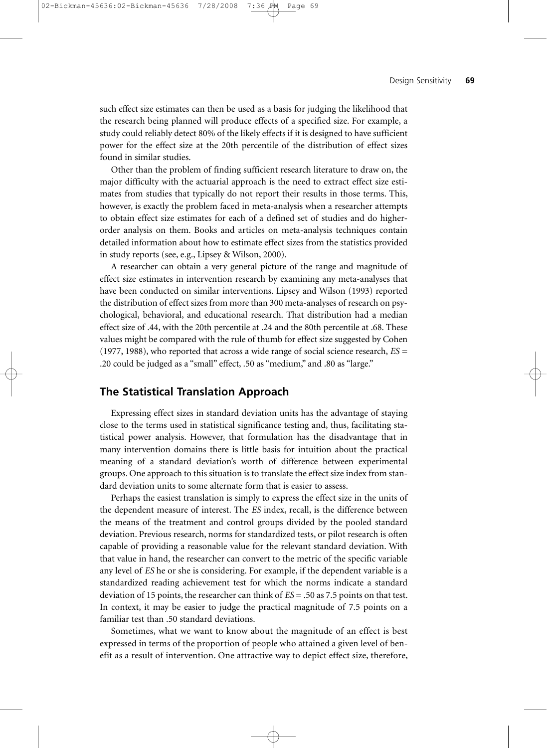such effect size estimates can then be used as a basis for judging the likelihood that the research being planned will produce effects of a specified size. For example, a study could reliably detect 80% of the likely effects if it is designed to have sufficient power for the effect size at the 20th percentile of the distribution of effect sizes found in similar studies.

Other than the problem of finding sufficient research literature to draw on, the major difficulty with the actuarial approach is the need to extract effect size estimates from studies that typically do not report their results in those terms. This, however, is exactly the problem faced in meta-analysis when a researcher attempts to obtain effect size estimates for each of a defined set of studies and do higher-order analysis on them. Books and articles on meta-analysis techniques contain detailed information about how to estimate effect sizes from the statistics provided in study reports (see, e.g., Lipsey & Wilson, 2000).

A researcher can obtain a very general picture of the range and magnitude of effect size estimates in intervention research by examining any meta-analyses that have been conducted on similar interventions. Lipsey and Wilson (1993) reported the distribution of effect sizes from more than 300 meta-analyses of research on psychological, behavioral, and educational research. That distribution had a median effect size of .44, with the 20th percentile at .24 and the 80th percentile at .68. These values might be compared with the rule of thumb for effect size suggested by Cohen (1977, 1988), who reported that across a wide range of social science research, $ES = .20$ could be judged as a "small" effect, .50 as "medium," and .80 as "large."

## The Statistical Translation Approach

Expressing effect sizes in standard deviation units has the advantage of staying close to the terms used in statistical significance testing and, thus, facilitating statistical power analysis. However, that formulation has the disadvantage that in many intervention domains there is little basis for intuition about the practical meaning of a standard deviation's worth of difference between experimental groups. One approach to this situation is to translate the effect size index from standard deviation units to some alternate form that is easier to assess.

Perhaps the easiest translation is simply to express the effect size in the units of the dependent measure of interest. The *ES* index, recall, is the difference between the means of the treatment and control groups divided by the pooled standard deviation. Previous research, norms for standardized tests, or pilot research is often capable of providing a reasonable value for the relevant standard deviation. With that value in hand, the researcher can convert to the metric of the specific variable any level of *ES* he or she is considering. For example, if the dependent variable is a standardized reading achievement test for which the norms indicate a standard deviation of 15 points, the researcher can think of $ES = .50$ as 7.5 points on that test. In context, it may be easier to judge the practical magnitude of 7.5 points on a familiar test than .50 standard deviations.

Sometimes, what we want to know about the magnitude of an effect is best expressed in terms of the proportion of people who attained a given level of benefit as a result of intervention. One attractive way to depict effect size, therefore,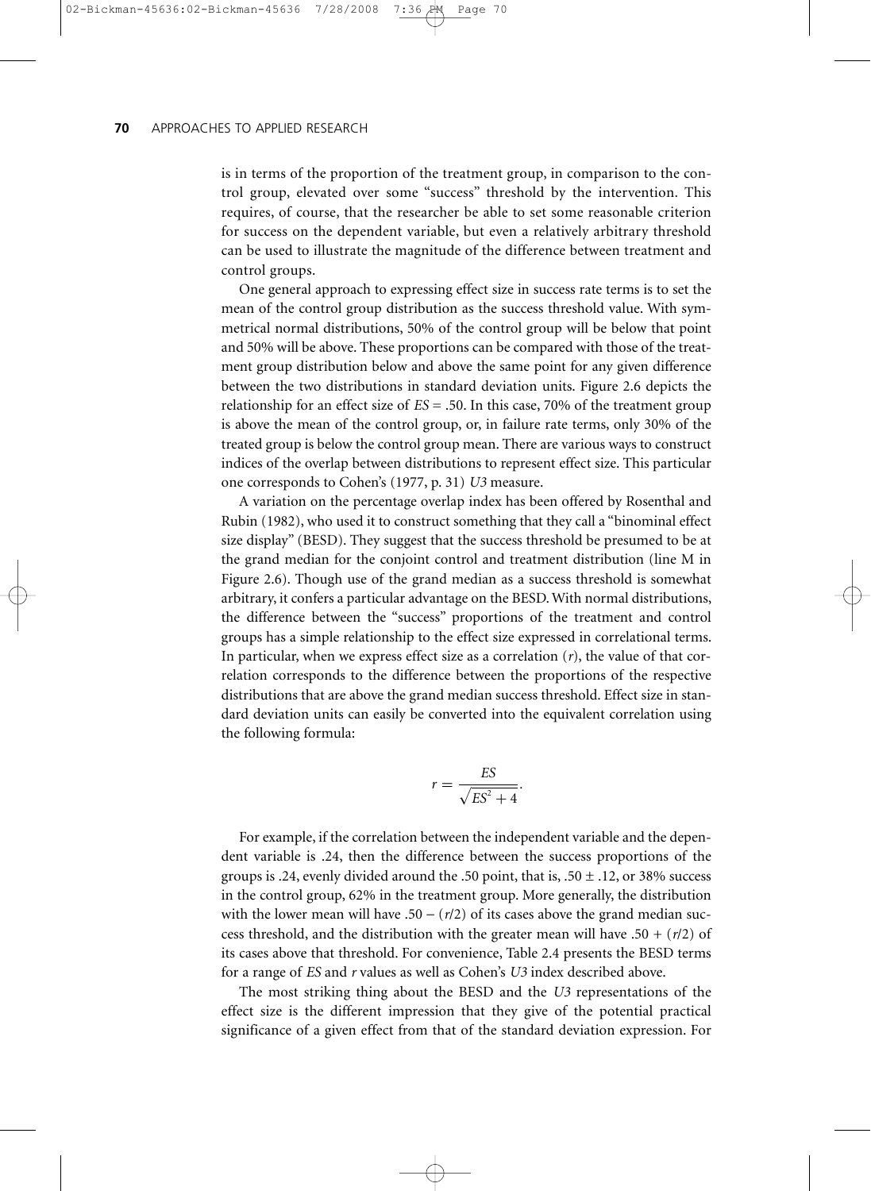is in terms of the proportion of the treatment group, in comparison to the control group, elevated over some "success" threshold by the intervention. This requires, of course, that the researcher be able to set some reasonable criterion for success on the dependent variable, but even a relatively arbitrary threshold can be used to illustrate the magnitude of the difference between treatment and control groups.

One general approach to expressing effect size in success rate terms is to set the mean of the control group distribution as the success threshold value. With symmetrical normal distributions, 50% of the control group will be below that point and 50% will be above. These proportions can be compared with those of the treatment group distribution below and above the same point for any given difference between the two distributions in standard deviation units. Figure 2.6 depicts the relationship for an effect size of $ES = .50$. In this case, 70% of the treatment group is above the mean of the control group, or, in failure rate terms, only 30% of the treated group is below the control group mean. There are various ways to construct indices of the overlap between distributions to represent effect size. This particular one corresponds to Cohen's (1977, p. 31) *U3* measure.

A variation on the percentage overlap index has been offered by Rosenthal and Rubin (1982), who used it to construct something that they call a "binominal effect size display" (BESD). They suggest that the success threshold be presumed to be at the grand median for the conjoint control and treatment distribution (line M in Figure 2.6). Though use of the grand median as a success threshold is somewhat arbitrary, it confers a particular advantage on the BESD. With normal distributions, the difference between the "success" proportions of the treatment and control groups has a simple relationship to the effect size expressed in correlational terms. In particular, when we express effect size as a correlation ($r$), the value of that correlation corresponds to the difference between the proportions of the respective distributions that are above the grand median success threshold. Effect size in standard deviation units can easily be converted into the equivalent correlation using the following formula:

$$r = \frac{ES}{\sqrt{ES^2 + 4}}.$$

For example, if the correlation between the independent variable and the dependent variable is .24, then the difference between the success proportions of the groups is .24, evenly divided around the .50 point, that is, $.50 \pm .12$, or 38% success in the control group, 62% in the treatment group. More generally, the distribution with the lower mean will have $.50 - (r/2)$ of its cases above the grand median success threshold, and the distribution with the greater mean will have $.50 + (r/2)$ of its cases above that threshold. For convenience, Table 2.4 presents the BESD terms for a range of *ES* and *r* values as well as Cohen's *U3* index described above.

The most striking thing about the BESD and the *U3* representations of the effect size is the different impression that they give of the potential practical significance of a given effect from that of the standard deviation expression. For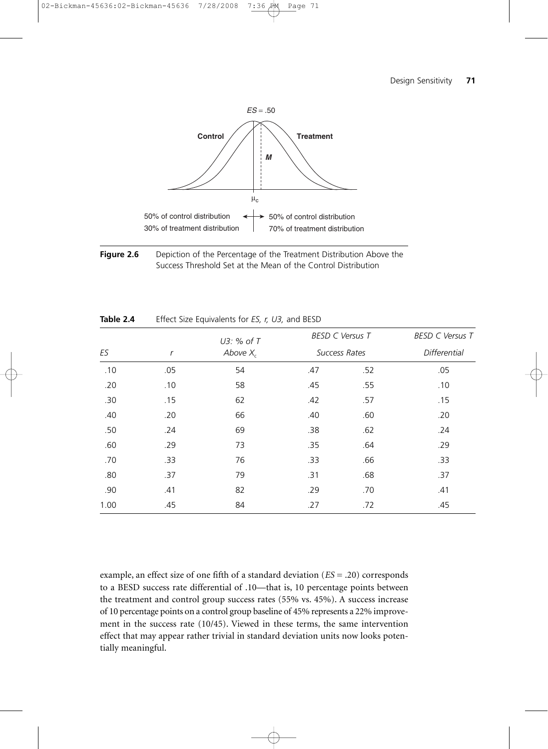**Figure 2.6** Depiction of the Percentage of the Treatment Distribution Above the Success Threshold Set at the Mean of the Control Distribution

**Table 2.4** Effect Size Equivalents for *ES, r, U3,* and BESD

| *ES* | *r* | *U3: % of T Above $X_c$* | *BESD C Versus T Success Rates* | | *BESD C Versus T Differential* |
|---|---|---|---|---|---|
| .10 | .05 | 54 | .47 | .52 | .05 |
| .20 | .10 | 58 | .45 | .55 | .10 |
| .30 | .15 | 62 | .42 | .57 | .15 |
| .40 | .20 | 66 | .40 | .60 | .20 |
| .50 | .24 | 69 | .38 | .62 | .24 |
| .60 | .29 | 73 | .35 | .64 | .29 |
| .70 | .33 | 76 | .33 | .66 | .33 |
| .80 | .37 | 79 | .31 | .68 | .37 |
| .90 | .41 | 82 | .29 | .70 | .41 |
| 1.00 | .45 | 84 | .27 | .72 | .45 |

example, an effect size of one fifth of a standard deviation (*ES* = .20) corresponds to a BESD success rate differential of .10—that is, 10 percentage points between the treatment and control group success rates (55% vs. 45%). A success increase of 10 percentage points on a control group baseline of 45% represents a 22% improvement in the success rate (10/45). Viewed in these terms, the same intervention effect that may appear rather trivial in standard deviation units now looks potentially meaningful.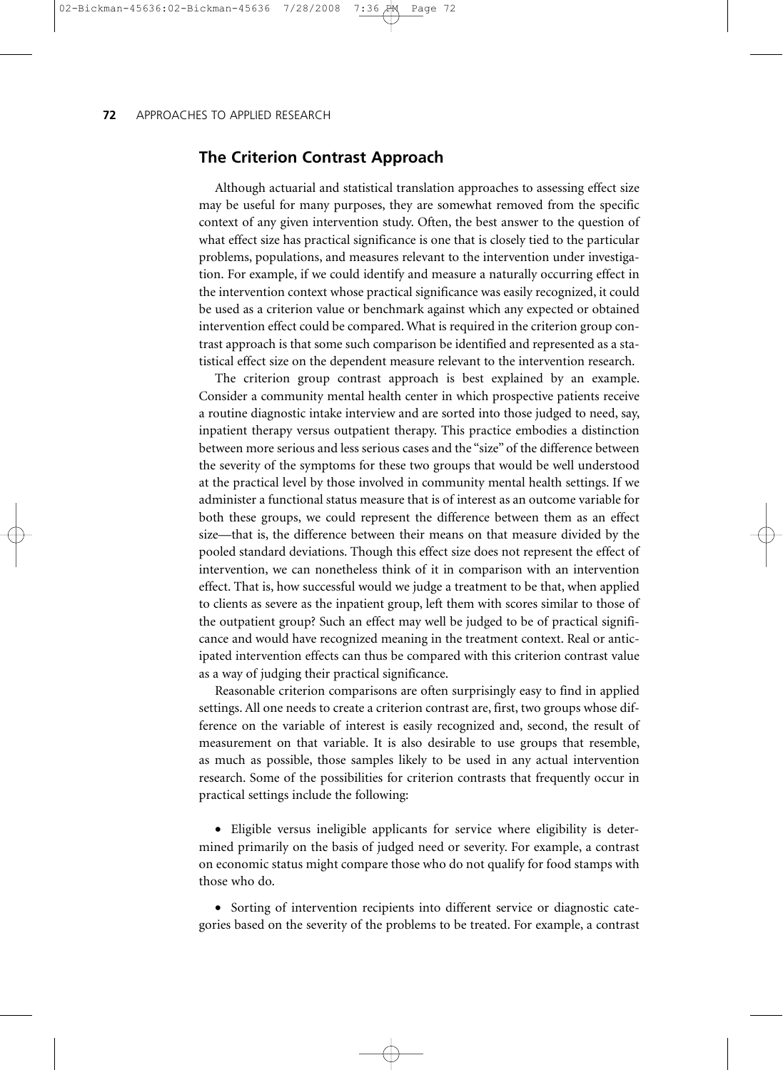## The Criterion Contrast Approach

Although actuarial and statistical translation approaches to assessing effect size may be useful for many purposes, they are somewhat removed from the specific context of any given intervention study. Often, the best answer to the question of what effect size has practical significance is one that is closely tied to the particular problems, populations, and measures relevant to the intervention under investigation. For example, if we could identify and measure a naturally occurring effect in the intervention context whose practical significance was easily recognized, it could be used as a criterion value or benchmark against which any expected or obtained intervention effect could be compared. What is required in the criterion group contrast approach is that some such comparison be identified and represented as a statistical effect size on the dependent measure relevant to the intervention research.

The criterion group contrast approach is best explained by an example. Consider a community mental health center in which prospective patients receive a routine diagnostic intake interview and are sorted into those judged to need, say, inpatient therapy versus outpatient therapy. This practice embodies a distinction between more serious and less serious cases and the "size" of the difference between the severity of the symptoms for these two groups that would be well understood at the practical level by those involved in community mental health settings. If we administer a functional status measure that is of interest as an outcome variable for both these groups, we could represent the difference between them as an effect size—that is, the difference between their means on that measure divided by the pooled standard deviations. Though this effect size does not represent the effect of intervention, we can nonetheless think of it in comparison with an intervention effect. That is, how successful would we judge a treatment to be that, when applied to clients as severe as the inpatient group, left them with scores similar to those of the outpatient group? Such an effect may well be judged to be of practical significance and would have recognized meaning in the treatment context. Real or anticipated intervention effects can thus be compared with this criterion contrast value as a way of judging their practical significance.

Reasonable criterion comparisons are often surprisingly easy to find in applied settings. All one needs to create a criterion contrast are, first, two groups whose difference on the variable of interest is easily recognized and, second, the result of measurement on that variable. It is also desirable to use groups that resemble, as much as possible, those samples likely to be used in any actual intervention research. Some of the possibilities for criterion contrasts that frequently occur in practical settings include the following:

- Eligible versus ineligible applicants for service where eligibility is determined primarily on the basis of judged need or severity. For example, a contrast on economic status might compare those who do not qualify for food stamps with those who do.

- Sorting of intervention recipients into different service or diagnostic categories based on the severity of the problems to be treated. For example, a contrast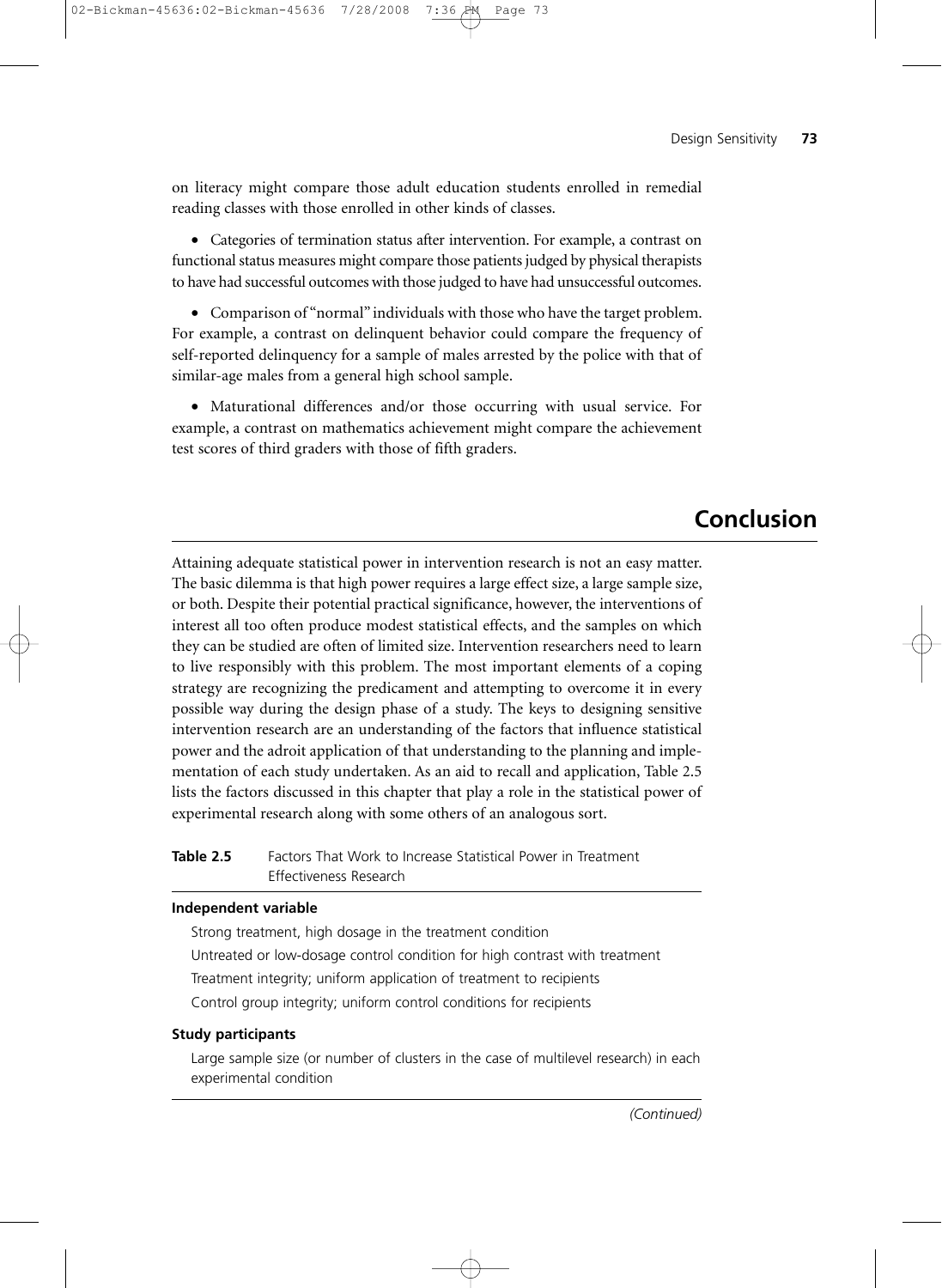on literacy might compare those adult education students enrolled in remedial reading classes with those enrolled in other kinds of classes.

- Categories of termination status after intervention. For example, a contrast on functional status measures might compare those patients judged by physical therapists to have had successful outcomes with those judged to have had unsuccessful outcomes.

- Comparison of "normal" individuals with those who have the target problem. For example, a contrast on delinquent behavior could compare the frequency of self-reported delinquency for a sample of males arrested by the police with that of similar-age males from a general high school sample.

- Maturational differences and/or those occurring with usual service. For example, a contrast on mathematics achievement might compare the achievement test scores of third graders with those of fifth graders.

## Conclusion

Attaining adequate statistical power in intervention research is not an easy matter. The basic dilemma is that high power requires a large effect size, a large sample size, or both. Despite their potential practical significance, however, the interventions of interest all too often produce modest statistical effects, and the samples on which they can be studied are often of limited size. Intervention researchers need to learn to live responsibly with this problem. The most important elements of a coping strategy are recognizing the predicament and attempting to overcome it in every possible way during the design phase of a study. The keys to designing sensitive intervention research are an understanding of the factors that influence statistical power and the adroit application of that understanding to the planning and implementation of each study undertaken. As an aid to recall and application, Table 2.5 lists the factors discussed in this chapter that play a role in the statistical power of experimental research along with some others of an analogous sort.

**Table 2.5** Factors That Work to Increase Statistical Power in Treatment Effectiveness Research

| |
|---|
| **Independent variable** |
| Strong treatment, high dosage in the treatment condition |
| Untreated or low-dosage control condition for high contrast with treatment |
| Treatment integrity; uniform application of treatment to recipients |
| Control group integrity; uniform control conditions for recipients |
| **Study participants** |
| Large sample size (or number of clusters in the case of multilevel research) in each experimental condition |

*(Continued)*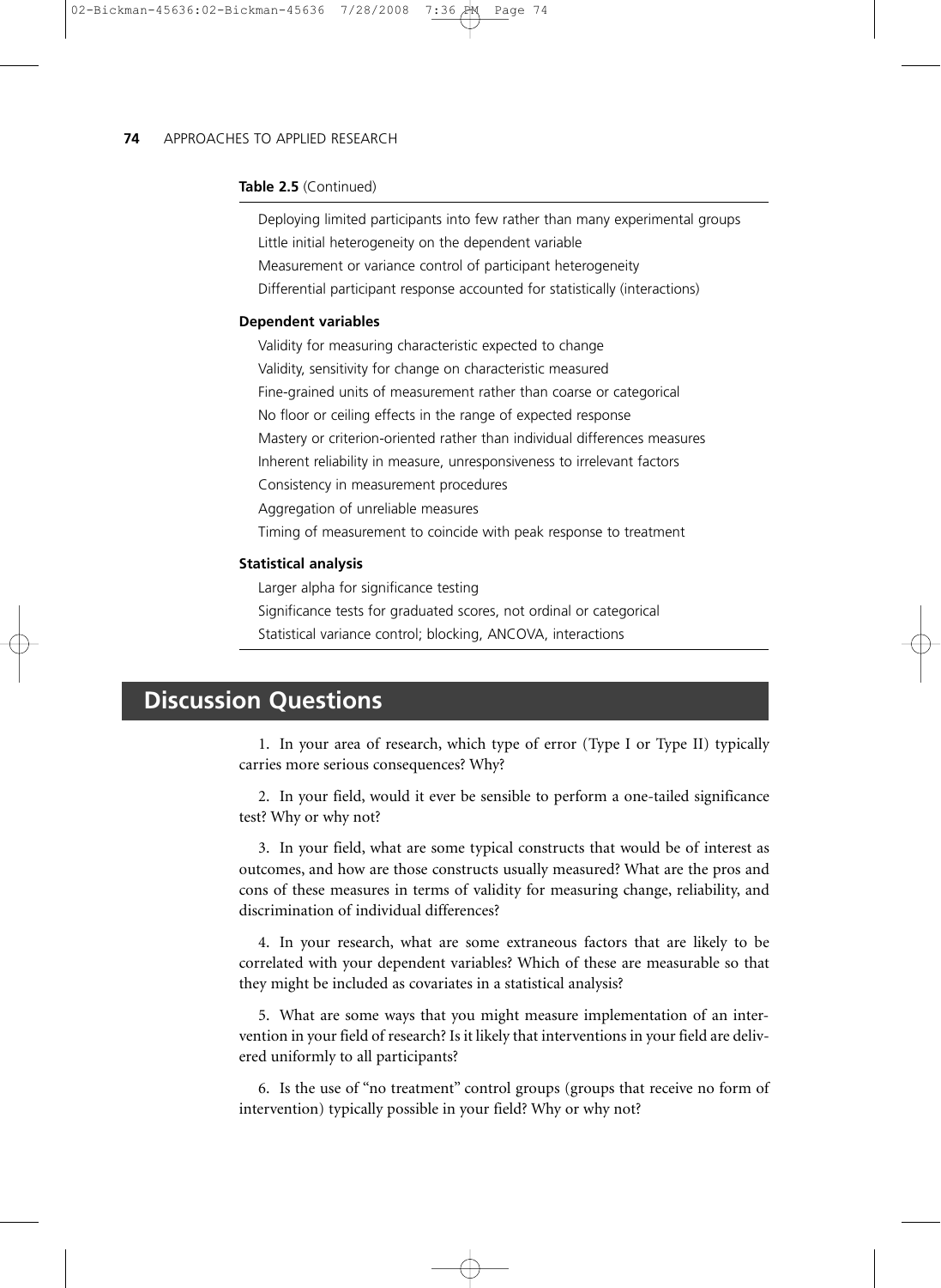**Table 2.5** (Continued)

| |
|---|
| Deploying limited participants into few rather than many experimental groups |
| Little initial heterogeneity on the dependent variable |
| Measurement or variance control of participant heterogeneity |
| Differential participant response accounted for statistically (interactions) |
| **Dependent variables** |
| Validity for measuring characteristic expected to change |
| Validity, sensitivity for change on characteristic measured |
| Fine-grained units of measurement rather than coarse or categorical |
| No floor or ceiling effects in the range of expected response |
| Mastery or criterion-oriented rather than individual differences measures |
| Inherent reliability in measure, unresponsiveness to irrelevant factors |
| Consistency in measurement procedures |
| Aggregation of unreliable measures |
| Timing of measurement to coincide with peak response to treatment |
| **Statistical analysis** |
| Larger alpha for significance testing |
| Significance tests for graduated scores, not ordinal or categorical |
| Statistical variance control; blocking, ANCOVA, interactions |

## Discussion Questions

1. In your area of research, which type of error (Type I or Type II) typically carries more serious consequences? Why?

2. In your field, would it ever be sensible to perform a one-tailed significance test? Why or why not?

3. In your field, what are some typical constructs that would be of interest as outcomes, and how are those constructs usually measured? What are the pros and cons of these measures in terms of validity for measuring change, reliability, and discrimination of individual differences?

4. In your research, what are some extraneous factors that are likely to be correlated with your dependent variables? Which of these are measurable so that they might be included as covariates in a statistical analysis?

5. What are some ways that you might measure implementation of an intervention in your field of research? Is it likely that interventions in your field are delivered uniformly to all participants?

6. Is the use of "no treatment" control groups (groups that receive no form of intervention) typically possible in your field? Why or why not?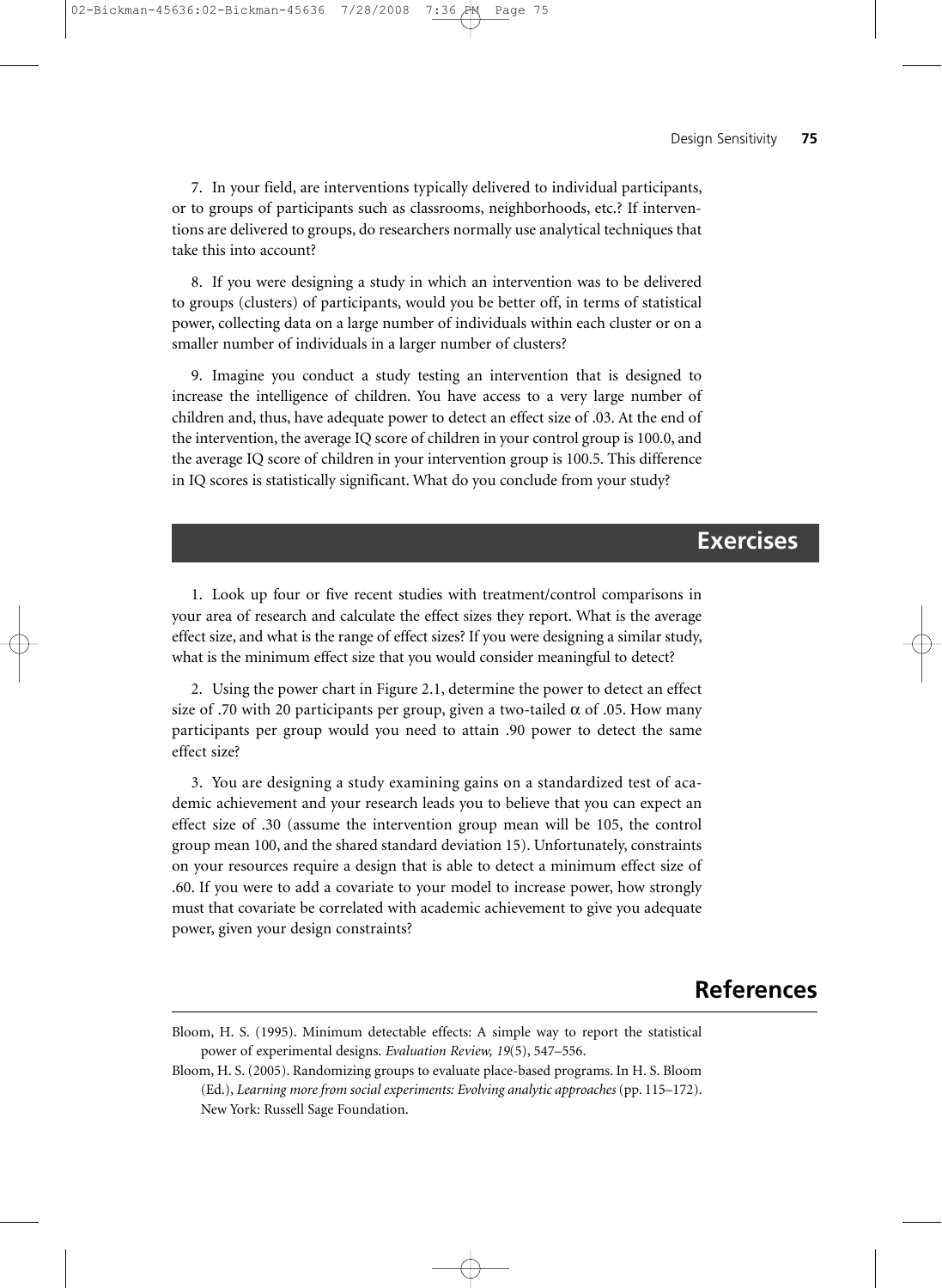7. In your field, are interventions typically delivered to individual participants, or to groups of participants such as classrooms, neighborhoods, etc.? If interventions are delivered to groups, do researchers normally use analytical techniques that take this into account?

8. If you were designing a study in which an intervention was to be delivered to groups (clusters) of participants, would you be better off, in terms of statistical power, collecting data on a large number of individuals within each cluster or on a smaller number of individuals in a larger number of clusters?

9. Imagine you conduct a study testing an intervention that is designed to increase the intelligence of children. You have access to a very large number of children and, thus, have adequate power to detect an effect size of .03. At the end of the intervention, the average IQ score of children in your control group is 100.0, and the average IQ score of children in your intervention group is 100.5. This difference in IQ scores is statistically significant. What do you conclude from your study?

## Exercises

1. Look up four or five recent studies with treatment/control comparisons in your area of research and calculate the effect sizes they report. What is the average effect size, and what is the range of effect sizes? If you were designing a similar study, what is the minimum effect size that you would consider meaningful to detect?

2. Using the power chart in Figure 2.1, determine the power to detect an effect size of .70 with 20 participants per group, given a two-tailed $\alpha$ of .05. How many participants per group would you need to attain .90 power to detect the same effect size?

3. You are designing a study examining gains on a standardized test of academic achievement and your research leads you to believe that you can expect an effect size of .30 (assume the intervention group mean will be 105, the control group mean 100, and the shared standard deviation 15). Unfortunately, constraints on your resources require a design that is able to detect a minimum effect size of .60. If you were to add a covariate to your model to increase power, how strongly must that covariate be correlated with academic achievement to give you adequate power, given your design constraints?

## References

Bloom, H. S. (1995). Minimum detectable effects: A simple way to report the statistical power of experimental designs. *Evaluation Review, 19*(5), 547–556.

Bloom, H. S. (2005). Randomizing groups to evaluate place-based programs. In H. S. Bloom (Ed.), *Learning more from social experiments: Evolving analytic approaches* (pp. 115–172). New York: Russell Sage Foundation.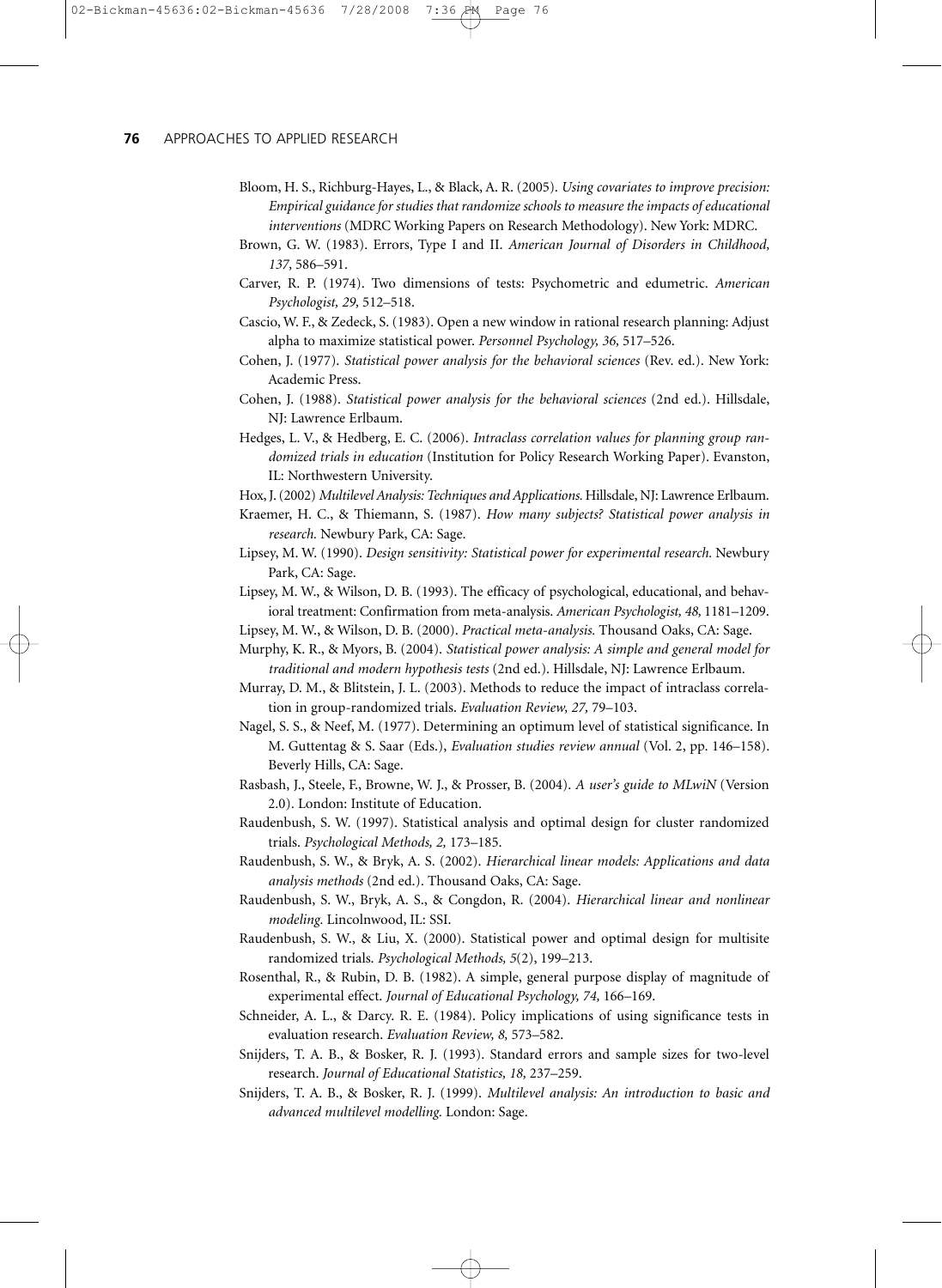Bloom, H. S., Richburg-Hayes, L., & Black, A. R. (2005). *Using covariates to improve precision: Empirical guidance for studies that randomize schools to measure the impacts of educational interventions* (MDRC Working Papers on Research Methodology). New York: MDRC.

Brown, G. W. (1983). Errors, Type I and II. *American Journal of Disorders in Childhood, 137*, 586–591.

Carver, R. P. (1974). Two dimensions of tests: Psychometric and edumetric. *American Psychologist, 29,* 512–518.

Cascio, W. F., & Zedeck, S. (1983). Open a new window in rational research planning: Adjust alpha to maximize statistical power. *Personnel Psychology, 36,* 517–526.

Cohen, J. (1977). *Statistical power analysis for the behavioral sciences* (Rev. ed.). New York: Academic Press.

Cohen, J. (1988). *Statistical power analysis for the behavioral sciences* (2nd ed.). Hillsdale, NJ: Lawrence Erlbaum.

Hedges, L. V., & Hedberg, E. C. (2006). *Intraclass correlation values for planning group randomized trials in education* (Institution for Policy Research Working Paper). Evanston, IL: Northwestern University.

Hox, J. (2002) *Multilevel Analysis: Techniques and Applications.* Hillsdale, NJ: Lawrence Erlbaum.

Kraemer, H. C., & Thiemann, S. (1987). *How many subjects? Statistical power analysis in research.* Newbury Park, CA: Sage.

Lipsey, M. W. (1990). *Design sensitivity: Statistical power for experimental research.* Newbury Park, CA: Sage.

Lipsey, M. W., & Wilson, D. B. (1993). The efficacy of psychological, educational, and behavioral treatment: Confirmation from meta-analysis. *American Psychologist, 48,* 1181–1209.

Lipsey, M. W., & Wilson, D. B. (2000). *Practical meta-analysis.* Thousand Oaks, CA: Sage.

Murphy, K. R., & Myors, B. (2004). *Statistical power analysis: A simple and general model for traditional and modern hypothesis tests* (2nd ed.). Hillsdale, NJ: Lawrence Erlbaum.

Murray, D. M., & Blitstein, J. L. (2003). Methods to reduce the impact of intraclass correlation in group-randomized trials. *Evaluation Review, 27,* 79–103.

Nagel, S. S., & Neef, M. (1977). Determining an optimum level of statistical significance. In M. Guttentag & S. Saar (Eds.), *Evaluation studies review annual* (Vol. 2, pp. 146–158). Beverly Hills, CA: Sage.

Rasbash, J., Steele, F., Browne, W. J., & Prosser, B. (2004). *A user's guide to MLwiN* (Version 2.0). London: Institute of Education.

Raudenbush, S. W. (1997). Statistical analysis and optimal design for cluster randomized trials. *Psychological Methods, 2,* 173–185.

Raudenbush, S. W., & Bryk, A. S. (2002). *Hierarchical linear models: Applications and data analysis methods* (2nd ed.). Thousand Oaks, CA: Sage.

Raudenbush, S. W., Bryk, A. S., & Congdon, R. (2004). *Hierarchical linear and nonlinear modeling.* Lincolnwood, IL: SSI.

Raudenbush, S. W., & Liu, X. (2000). Statistical power and optimal design for multisite randomized trials. *Psychological Methods, 5*(2), 199–213.

Rosenthal, R., & Rubin, D. B. (1982). A simple, general purpose display of magnitude of experimental effect. *Journal of Educational Psychology, 74,* 166–169.

Schneider, A. L., & Darcy. R. E. (1984). Policy implications of using significance tests in evaluation research. *Evaluation Review, 8,* 573–582.

Snijders, T. A. B., & Bosker, R. J. (1993). Standard errors and sample sizes for two-level research. *Journal of Educational Statistics, 18,* 237–259.

Snijders, T. A. B., & Bosker, R. J. (1999). *Multilevel analysis: An introduction to basic and advanced multilevel modelling.* London: Sage.